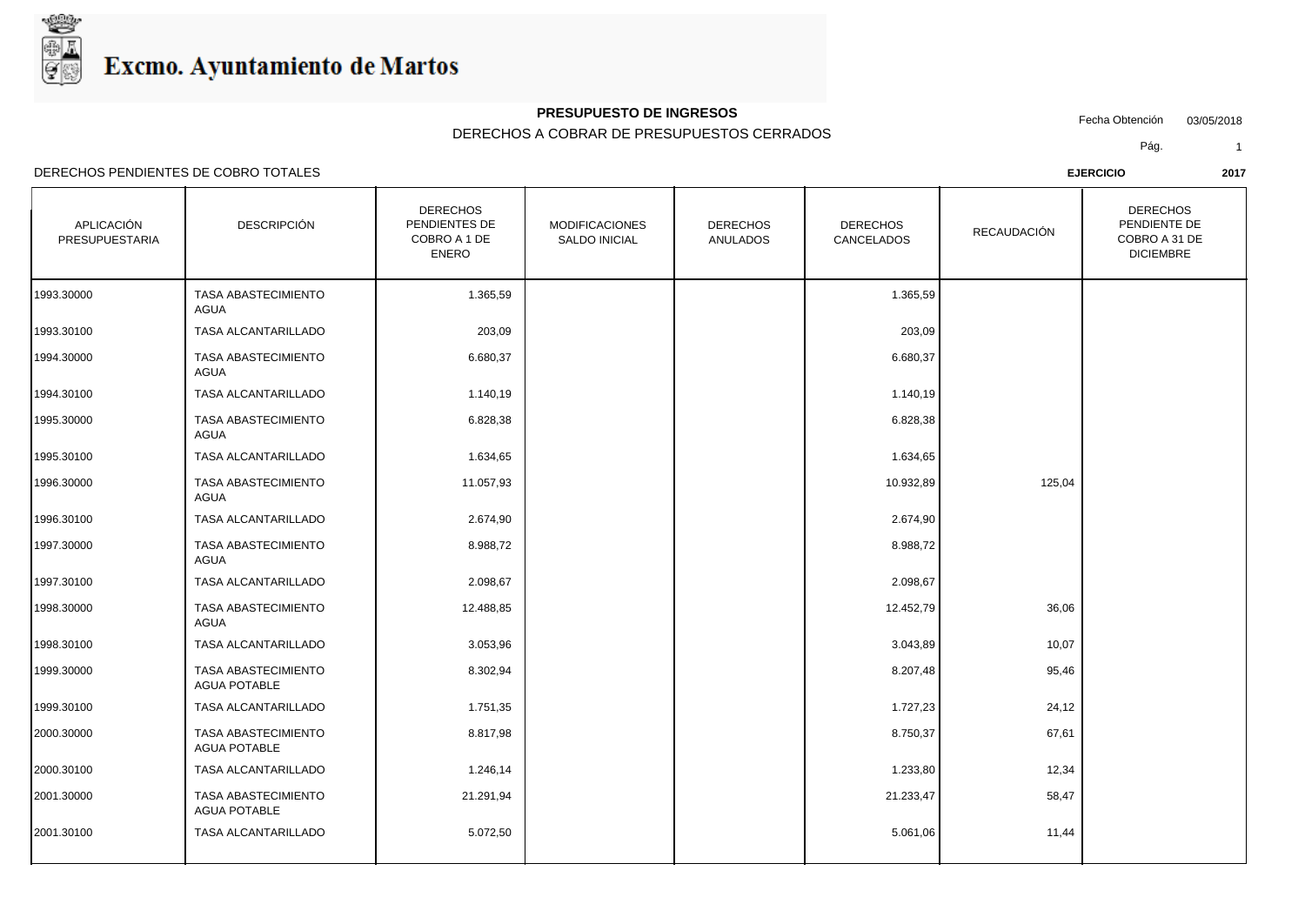# Excmo. Ayuntamiento de Martos

**PRESUPUESTO DE INGRESOS**

DERECHOS A COBRAR DE PRESUPUESTOS CERRADOS

Fecha Obtención 03/05/2018

DERECHOS PENDIENTES DE COBRO TOTALES

**EJERCICIO 2017**

| APLICACIÓN PRESUPUESTARIA | DESCRIPCIÓN | DERECHOS PENDIENTES DE COBRO A 1 DE ENERO | MODIFICACIONES SALDO INICIAL | DERECHOS ANULADOS | DERECHOS CANCELADOS | RECAUDACIÓN | DERECHOS PENDIENTE DE COBRO A 31 DE DICIEMBRE |
|---|---|---|---|---|---|---|---|
| 1993.30000 | TASA ABASTECIMIENTO AGUA | 1.365,59 | | | 1.365,59 | | |
| 1993.30100 | TASA ALCANTARILLADO | 203,09 | | | 203,09 | | |
| 1994.30000 | TASA ABASTECIMIENTO AGUA | 6.680,37 | | | 6.680,37 | | |
| 1994.30100 | TASA ALCANTARILLADO | 1.140,19 | | | 1.140,19 | | |
| 1995.30000 | TASA ABASTECIMIENTO AGUA | 6.828,38 | | | 6.828,38 | | |
| 1995.30100 | TASA ALCANTARILLADO | 1.634,65 | | | 1.634,65 | | |
| 1996.30000 | TASA ABASTECIMIENTO AGUA | 11.057,93 | | | 10.932,89 | 125,04 | |
| 1996.30100 | TASA ALCANTARILLADO | 2.674,90 | | | 2.674,90 | | |
| 1997.30000 | TASA ABASTECIMIENTO AGUA | 8.988,72 | | | 8.988,72 | | |
| 1997.30100 | TASA ALCANTARILLADO | 2.098,67 | | | 2.098,67 | | |
| 1998.30000 | TASA ABASTECIMIENTO AGUA | 12.488,85 | | | 12.452,79 | 36,06 | |
| 1998.30100 | TASA ALCANTARILLADO | 3.053,96 | | | 3.043,89 | 10,07 | |
| 1999.30000 | TASA ABASTECIMIENTO AGUA POTABLE | 8.302,94 | | | 8.207,48 | 95,46 | |
| 1999.30100 | TASA ALCANTARILLADO | 1.751,35 | | | 1.727,23 | 24,12 | |
| 2000.30000 | TASA ABASTECIMIENTO AGUA POTABLE | 8.817,98 | | | 8.750,37 | 67,61 | |
| 2000.30100 | TASA ALCANTARILLADO | 1.246,14 | | | 1.233,80 | 12,34 | |
| 2001.30000 | TASA ABASTECIMIENTO AGUA POTABLE | 21.291,94 | | | 21.233,47 | 58,47 | |
| 2001.30100 | TASA ALCANTARILLADO | 5.072,50 | | | 5.061,06 | 11,44 | |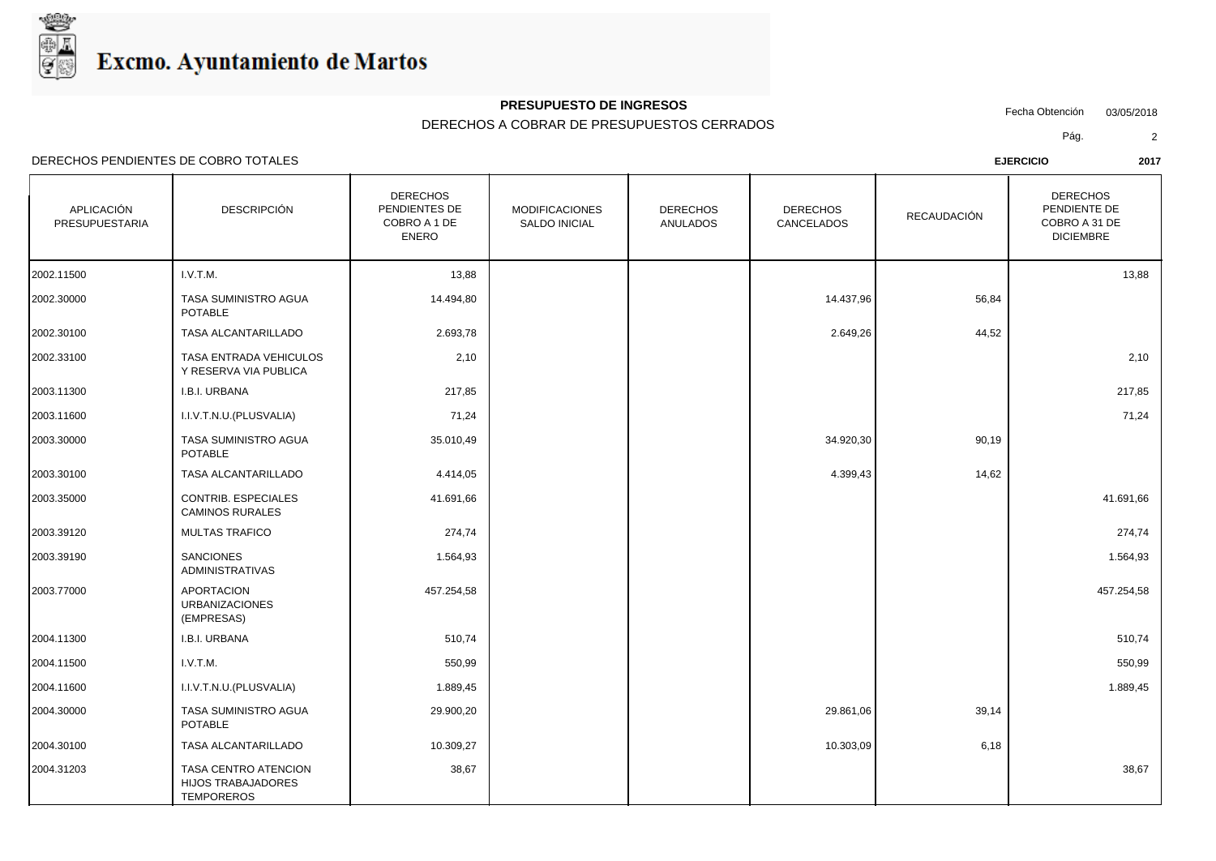# Excmo. Ayuntamiento de Martos

**PRESUPUESTO DE INGRESOS**

DERECHOS A COBRAR DE PRESUPUESTOS CERRADOS

Fecha Obtención 03/05/2018

DERECHOS PENDIENTES DE COBRO TOTALES

**EJERCICIO** **2017**

| APLICACIÓN PRESUPUESTARIA | DESCRIPCIÓN | DERECHOS PENDIENTES DE COBRO A 1 DE ENERO | MODIFICACIONES SALDO INICIAL | DERECHOS ANULADOS | DERECHOS CANCELADOS | RECAUDACIÓN | DERECHOS PENDIENTE DE COBRO A 31 DE DICIEMBRE |
|---|---|---|---|---|---|---|---|
| 2002.11500 | I.V.T.M. | 13,88 | | | | | 13,88 |
| 2002.30000 | TASA SUMINISTRO AGUA POTABLE | 14.494,80 | | | 14.437,96 | 56,84 | |
| 2002.30100 | TASA ALCANTARILLADO | 2.693,78 | | | 2.649,26 | 44,52 | |
| 2002.33100 | TASA ENTRADA VEHICULOS Y RESERVA VIA PUBLICA | 2,10 | | | | | 2,10 |
| 2003.11300 | I.B.I. URBANA | 217,85 | | | | | 217,85 |
| 2003.11600 | I.I.V.T.N.U.(PLUSVALIA) | 71,24 | | | | | 71,24 |
| 2003.30000 | TASA SUMINISTRO AGUA POTABLE | 35.010,49 | | | 34.920,30 | 90,19 | |
| 2003.30100 | TASA ALCANTARILLADO | 4.414,05 | | | 4.399,43 | 14,62 | |
| 2003.35000 | CONTRIB. ESPECIALES CAMINOS RURALES | 41.691,66 | | | | | 41.691,66 |
| 2003.39120 | MULTAS TRAFICO | 274,74 | | | | | 274,74 |
| 2003.39190 | SANCIONES ADMINISTRATIVAS | 1.564,93 | | | | | 1.564,93 |
| 2003.77000 | APORTACION URBANIZACIONES (EMPRESAS) | 457.254,58 | | | | | 457.254,58 |
| 2004.11300 | I.B.I. URBANA | 510,74 | | | | | 510,74 |
| 2004.11500 | I.V.T.M. | 550,99 | | | | | 550,99 |
| 2004.11600 | I.I.V.T.N.U.(PLUSVALIA) | 1.889,45 | | | | | 1.889,45 |
| 2004.30000 | TASA SUMINISTRO AGUA POTABLE | 29.900,20 | | | 29.861,06 | 39,14 | |
| 2004.30100 | TASA ALCANTARILLADO | 10.309,27 | | | 10.303,09 | 6,18 | |
| 2004.31203 | TASA CENTRO ATENCION HIJOS TRABAJADORES TEMPOREROS | 38,67 | | | | | 38,67 |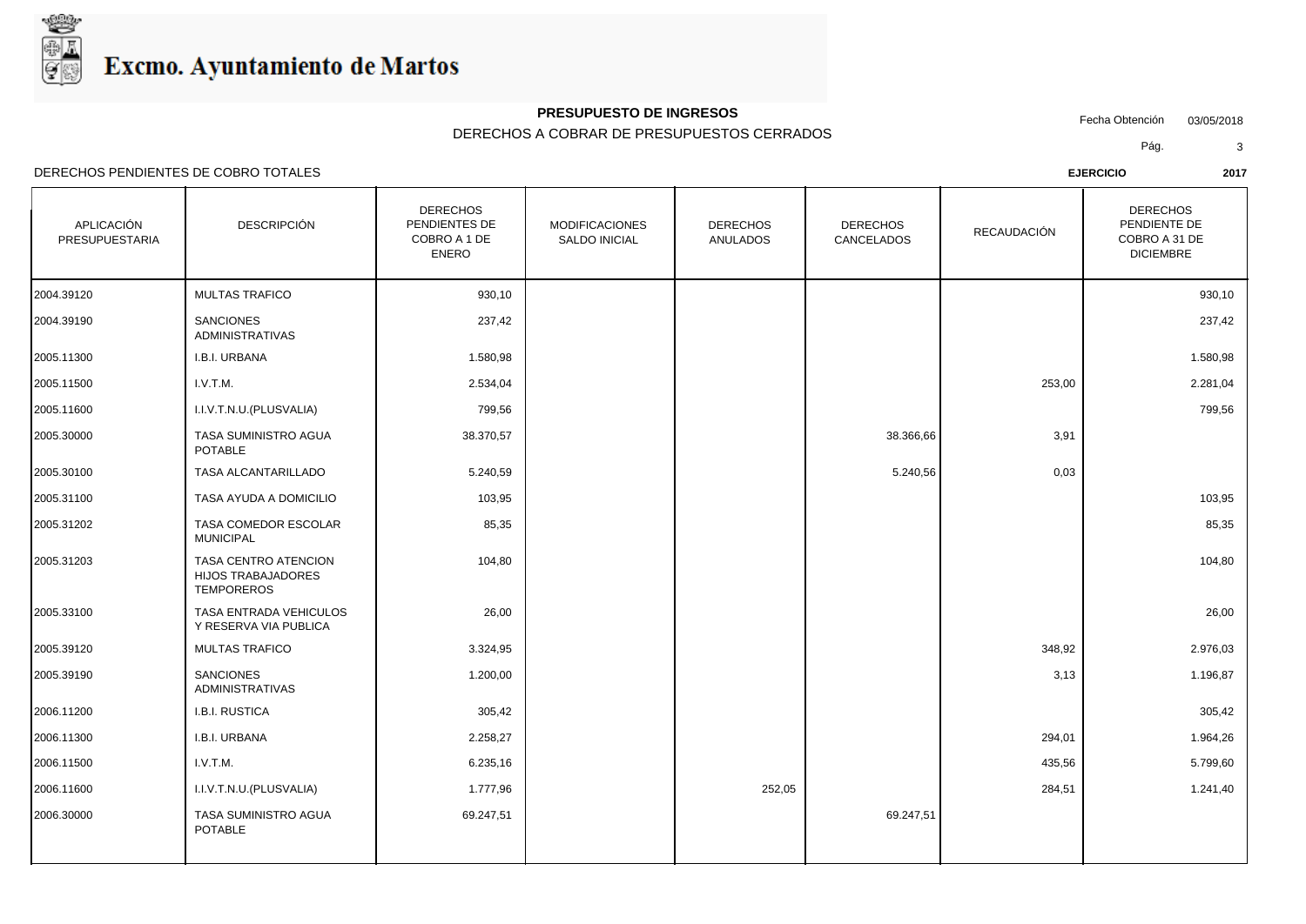# Excmo. Ayuntamiento de Martos

**PRESUPUESTO DE INGRESOS**

DERECHOS A COBRAR DE PRESUPUESTOS CERRADOS

Fecha Obtención 03/05/2018

DERECHOS PENDIENTES DE COBRO TOTALES

**EJERCICIO** **2017**

| APLICACIÓN PRESUPUESTARIA | DESCRIPCIÓN | DERECHOS PENDIENTES DE COBRO A 1 DE ENERO | MODIFICACIONES SALDO INICIAL | DERECHOS ANULADOS | DERECHOS CANCELADOS | RECAUDACIÓN | DERECHOS PENDIENTE DE COBRO A 31 DE DICIEMBRE |
|---|---|---|---|---|---|---|---|
| 2004.39120 | MULTAS TRAFICO | 930,10 | | | | | 930,10 |
| 2004.39190 | SANCIONES ADMINISTRATIVAS | 237,42 | | | | | 237,42 |
| 2005.11300 | I.B.I. URBANA | 1.580,98 | | | | | 1.580,98 |
| 2005.11500 | I.V.T.M. | 2.534,04 | | | | 253,00 | 2.281,04 |
| 2005.11600 | I.I.V.T.N.U.(PLUSVALIA) | 799,56 | | | | | 799,56 |
| 2005.30000 | TASA SUMINISTRO AGUA POTABLE | 38.370,57 | | | 38.366,66 | 3,91 | |
| 2005.30100 | TASA ALCANTARILLADO | 5.240,59 | | | 5.240,56 | 0,03 | |
| 2005.31100 | TASA AYUDA A DOMICILIO | 103,95 | | | | | 103,95 |
| 2005.31202 | TASA COMEDOR ESCOLAR MUNICIPAL | 85,35 | | | | | 85,35 |
| 2005.31203 | TASA CENTRO ATENCION HIJOS TRABAJADORES TEMPOREROS | 104,80 | | | | | 104,80 |
| 2005.33100 | TASA ENTRADA VEHICULOS Y RESERVA VIA PUBLICA | 26,00 | | | | | 26,00 |
| 2005.39120 | MULTAS TRAFICO | 3.324,95 | | | | 348,92 | 2.976,03 |
| 2005.39190 | SANCIONES ADMINISTRATIVAS | 1.200,00 | | | | 3,13 | 1.196,87 |
| 2006.11200 | I.B.I. RUSTICA | 305,42 | | | | | 305,42 |
| 2006.11300 | I.B.I. URBANA | 2.258,27 | | | | 294,01 | 1.964,26 |
| 2006.11500 | I.V.T.M. | 6.235,16 | | | | 435,56 | 5.799,60 |
| 2006.11600 | I.I.V.T.N.U.(PLUSVALIA) | 1.777,96 | | 252,05 | | 284,51 | 1.241,40 |
| 2006.30000 | TASA SUMINISTRO AGUA POTABLE | 69.247,51 | | | 69.247,51 | | |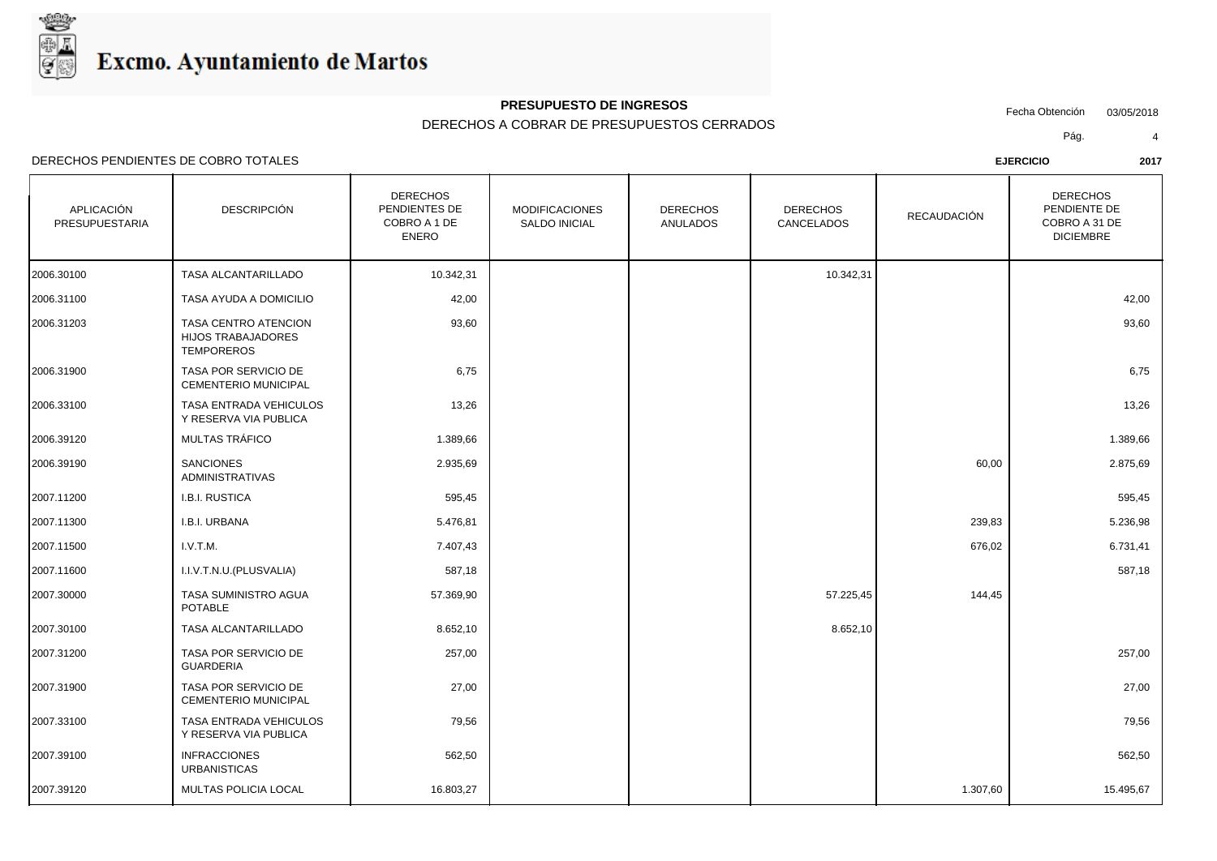**Excmo. Ayuntamiento de Martos**

**PRESUPUESTO DE INGRESOS**

DERECHOS A COBRAR DE PRESUPUESTOS CERRADOS

Fecha Obtención 03/05/2018

DERECHOS PENDIENTES DE COBRO TOTALES

**EJERCICIO** **2017**

| APLICACIÓN PRESUPUESTARIA | DESCRIPCIÓN | DERECHOS PENDIENTES DE COBRO A 1 DE ENERO | MODIFICACIONES SALDO INICIAL | DERECHOS ANULADOS | DERECHOS CANCELADOS | RECAUDACIÓN | DERECHOS PENDIENTE DE COBRO A 31 DE DICIEMBRE |
|---|---|---|---|---|---|---|---|
| 2006.30100 | TASA ALCANTARILLADO | 10.342,31 | | | 10.342,31 | | |
| 2006.31100 | TASA AYUDA A DOMICILIO | 42,00 | | | | | 42,00 |
| 2006.31203 | TASA CENTRO ATENCION HIJOS TRABAJADORES TEMPOREROS | 93,60 | | | | | 93,60 |
| 2006.31900 | TASA POR SERVICIO DE CEMENTERIO MUNICIPAL | 6,75 | | | | | 6,75 |
| 2006.33100 | TASA ENTRADA VEHICULOS Y RESERVA VIA PUBLICA | 13,26 | | | | | 13,26 |
| 2006.39120 | MULTAS TRÁFICO | 1.389,66 | | | | | 1.389,66 |
| 2006.39190 | SANCIONES ADMINISTRATIVAS | 2.935,69 | | | | 60,00 | 2.875,69 |
| 2007.11200 | I.B.I. RUSTICA | 595,45 | | | | | 595,45 |
| 2007.11300 | I.B.I. URBANA | 5.476,81 | | | | 239,83 | 5.236,98 |
| 2007.11500 | I.V.T.M. | 7.407,43 | | | | 676,02 | 6.731,41 |
| 2007.11600 | I.I.V.T.N.U.(PLUSVALIA) | 587,18 | | | | | 587,18 |
| 2007.30000 | TASA SUMINISTRO AGUA POTABLE | 57.369,90 | | | 57.225,45 | 144,45 | |
| 2007.30100 | TASA ALCANTARILLADO | 8.652,10 | | | 8.652,10 | | |
| 2007.31200 | TASA POR SERVICIO DE GUARDERIA | 257,00 | | | | | 257,00 |
| 2007.31900 | TASA POR SERVICIO DE CEMENTERIO MUNICIPAL | 27,00 | | | | | 27,00 |
| 2007.33100 | TASA ENTRADA VEHICULOS Y RESERVA VIA PUBLICA | 79,56 | | | | | 79,56 |
| 2007.39100 | INFRACCIONES URBANISTICAS | 562,50 | | | | | 562,50 |
| 2007.39120 | MULTAS POLICIA LOCAL | 16.803,27 | | | | 1.307,60 | 15.495,67 |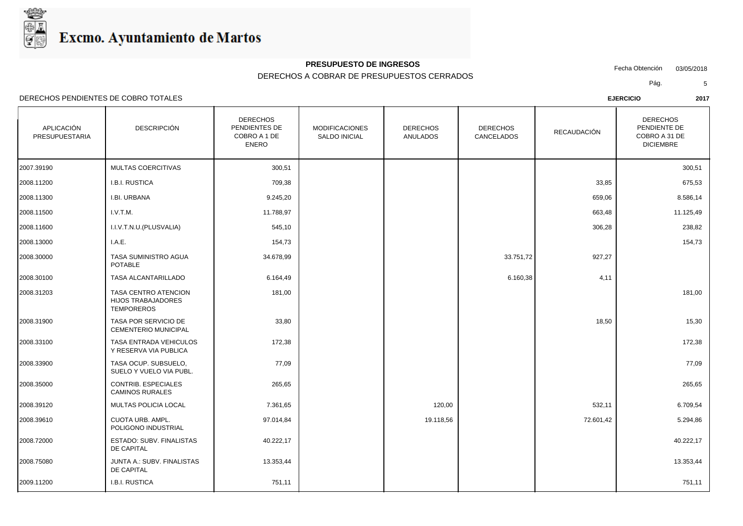Excmo. Ayuntamiento de Martos

**PRESUPUESTO DE INGRESOS**

DERECHOS A COBRAR DE PRESUPUESTOS CERRADOS

Fecha Obtención 03/05/2018

DERECHOS PENDIENTES DE COBRO TOTALES

**EJERCICIO** **2017**

| APLICACIÓN PRESUPUESTARIA | DESCRIPCIÓN | DERECHOS PENDIENTES DE COBRO A 1 DE ENERO | MODIFICACIONES SALDO INICIAL | DERECHOS ANULADOS | DERECHOS CANCELADOS | RECAUDACIÓN | DERECHOS PENDIENTE DE COBRO A 31 DE DICIEMBRE |
|---|---|---|---|---|---|---|---|
| 2007.39190 | MULTAS COERCITIVAS | 300,51 | | | | | 300,51 |
| 2008.11200 | I.B.I. RUSTICA | 709,38 | | | | 33,85 | 675,53 |
| 2008.11300 | I.BI. URBANA | 9.245,20 | | | | 659,06 | 8.586,14 |
| 2008.11500 | I.V.T.M. | 11.788,97 | | | | 663,48 | 11.125,49 |
| 2008.11600 | I.I.V.T.N.U.(PLUSVALIA) | 545,10 | | | | 306,28 | 238,82 |
| 2008.13000 | I.A.E. | 154,73 | | | | | 154,73 |
| 2008.30000 | TASA SUMINISTRO AGUA POTABLE | 34.678,99 | | | 33.751,72 | 927,27 | |
| 2008.30100 | TASA ALCANTARILLADO | 6.164,49 | | | 6.160,38 | 4,11 | |
| 2008.31203 | TASA CENTRO ATENCION HIJOS TRABAJADORES TEMPOREROS | 181,00 | | | | | 181,00 |
| 2008.31900 | TASA POR SERVICIO DE CEMENTERIO MUNICIPAL | 33,80 | | | | 18,50 | 15,30 |
| 2008.33100 | TASA ENTRADA VEHICULOS Y RESERVA VIA PUBLICA | 172,38 | | | | | 172,38 |
| 2008.33900 | TASA OCUP. SUBSUELO, SUELO Y VUELO VIA PUBL. | 77,09 | | | | | 77,09 |
| 2008.35000 | CONTRIB. ESPECIALES CAMINOS RURALES | 265,65 | | | | | 265,65 |
| 2008.39120 | MULTAS POLICIA LOCAL | 7.361,65 | | 120,00 | | 532,11 | 6.709,54 |
| 2008.39610 | CUOTA URB. AMPL. POLIGONO INDUSTRIAL | 97.014,84 | | 19.118,56 | | 72.601,42 | 5.294,86 |
| 2008.72000 | ESTADO: SUBV. FINALISTAS DE CAPITAL | 40.222,17 | | | | | 40.222,17 |
| 2008.75080 | JUNTA A.: SUBV. FINALISTAS DE CAPITAL | 13.353,44 | | | | | 13.353,44 |
| 2009.11200 | I.B.I. RUSTICA | 751,11 | | | | | 751,11 |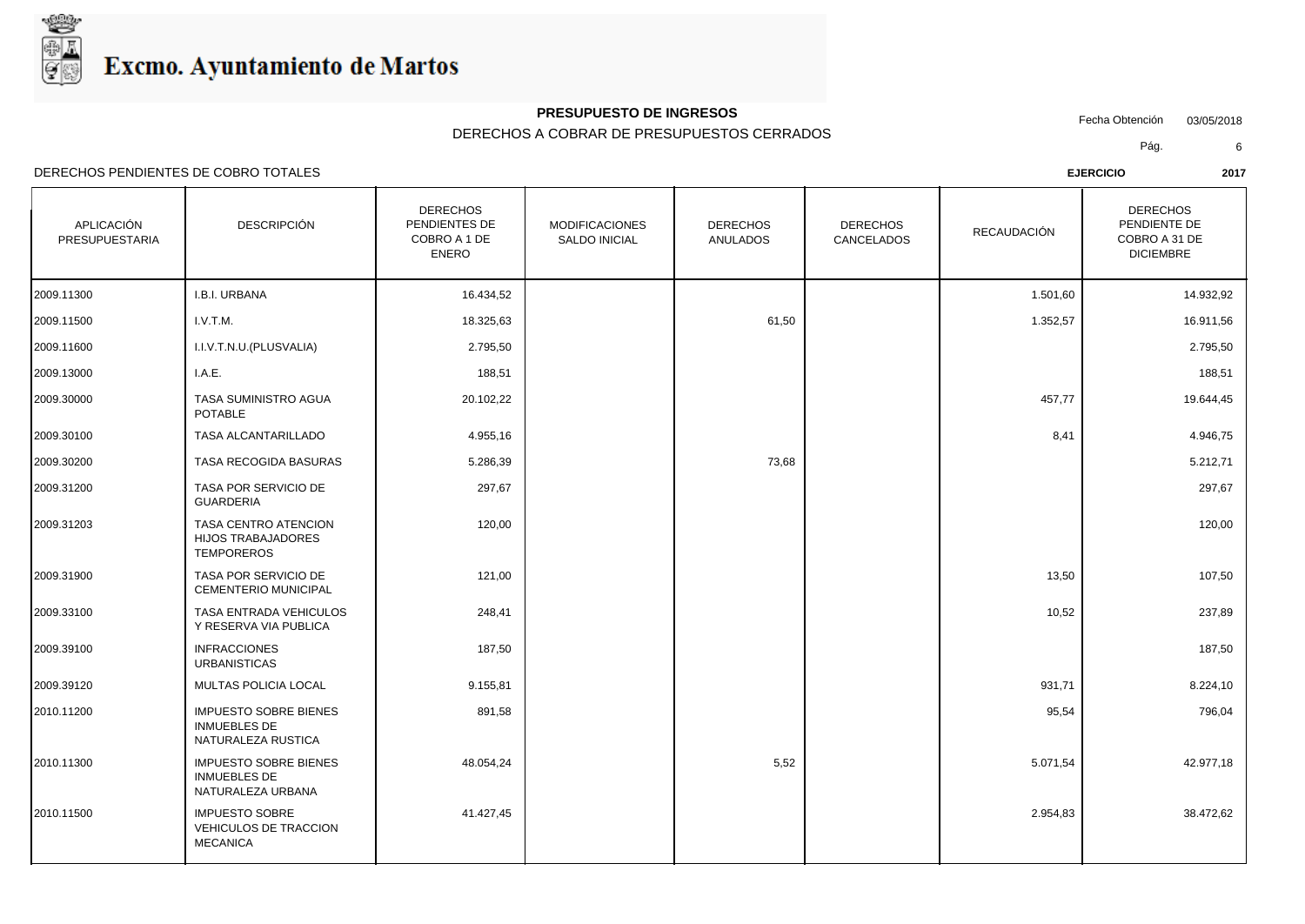# Excmo. Ayuntamiento de Martos

**PRESUPUESTO DE INGRESOS**

DERECHOS A COBRAR DE PRESUPUESTOS CERRADOS

Fecha Obtención 03/05/2018

DERECHOS PENDIENTES DE COBRO TOTALES

**EJERCICIO 2017**

| APLICACIÓN PRESUPUESTARIA | DESCRIPCIÓN | DERECHOS PENDIENTES DE COBRO A 1 DE ENERO | MODIFICACIONES SALDO INICIAL | DERECHOS ANULADOS | DERECHOS CANCELADOS | RECAUDACIÓN | DERECHOS PENDIENTE DE COBRO A 31 DE DICIEMBRE |
|---|---|---|---|---|---|---|---|
| 2009.11300 | I.B.I. URBANA | 16.434,52 | | | | 1.501,60 | 14.932,92 |
| 2009.11500 | I.V.T.M. | 18.325,63 | | 61,50 | | 1.352,57 | 16.911,56 |
| 2009.11600 | I.I.V.T.N.U.(PLUSVALIA) | 2.795,50 | | | | | 2.795,50 |
| 2009.13000 | I.A.E. | 188,51 | | | | | 188,51 |
| 2009.30000 | TASA SUMINISTRO AGUA POTABLE | 20.102,22 | | | | 457,77 | 19.644,45 |
| 2009.30100 | TASA ALCANTARILLADO | 4.955,16 | | | | 8,41 | 4.946,75 |
| 2009.30200 | TASA RECOGIDA BASURAS | 5.286,39 | | 73,68 | | | 5.212,71 |
| 2009.31200 | TASA POR SERVICIO DE GUARDERIA | 297,67 | | | | | 297,67 |
| 2009.31203 | TASA CENTRO ATENCION HIJOS TRABAJADORES TEMPOREROS | 120,00 | | | | | 120,00 |
| 2009.31900 | TASA POR SERVICIO DE CEMENTERIO MUNICIPAL | 121,00 | | | | 13,50 | 107,50 |
| 2009.33100 | TASA ENTRADA VEHICULOS Y RESERVA VIA PUBLICA | 248,41 | | | | 10,52 | 237,89 |
| 2009.39100 | INFRACCIONES URBANISTICAS | 187,50 | | | | | 187,50 |
| 2009.39120 | MULTAS POLICIA LOCAL | 9.155,81 | | | | 931,71 | 8.224,10 |
| 2010.11200 | IMPUESTO SOBRE BIENES INMUEBLES DE NATURALEZA RUSTICA | 891,58 | | | | 95,54 | 796,04 |
| 2010.11300 | IMPUESTO SOBRE BIENES INMUEBLES DE NATURALEZA URBANA | 48.054,24 | | 5,52 | | 5.071,54 | 42.977,18 |
| 2010.11500 | IMPUESTO SOBRE VEHICULOS DE TRACCION MECANICA | 41.427,45 | | | | 2.954,83 | 38.472,62 |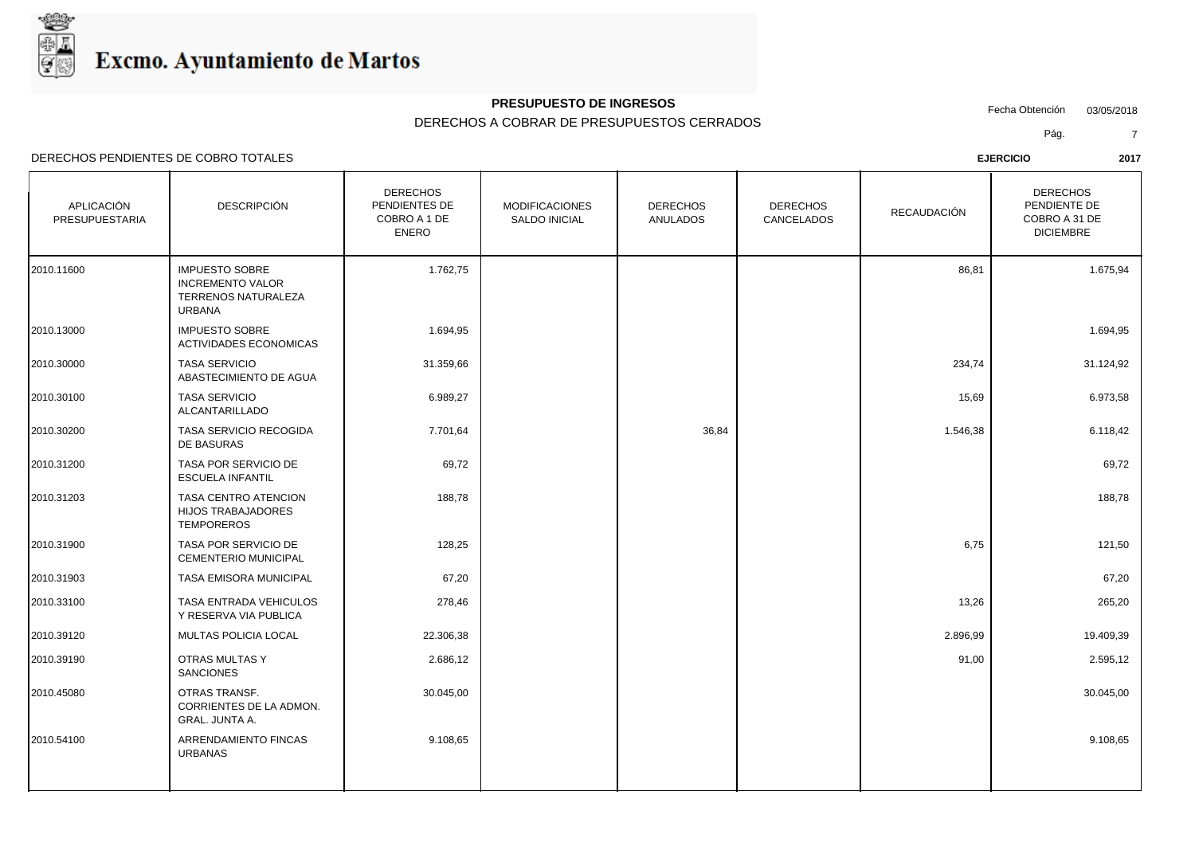# Excmo. Ayuntamiento de Martos

**PRESUPUESTO DE INGRESOS**

DERECHOS A COBRAR DE PRESUPUESTOS CERRADOS

Fecha Obtención 03/05/2018

DERECHOS PENDIENTES DE COBRO TOTALES

**EJERCICIO** **2017**

| APLICACIÓN PRESUPUESTARIA | DESCRIPCIÓN | DERECHOS PENDIENTES DE COBRO A 1 DE ENERO | MODIFICACIONES SALDO INICIAL | DERECHOS ANULADOS | DERECHOS CANCELADOS | RECAUDACIÓN | DERECHOS PENDIENTE DE COBRO A 31 DE DICIEMBRE |
|---|---|---|---|---|---|---|---|
| 2010.11600 | IMPUESTO SOBRE INCREMENTO VALOR TERRENOS NATURALEZA URBANA | 1.762,75 | | | | 86,81 | 1.675,94 |
| 2010.13000 | IMPUESTO SOBRE ACTIVIDADES ECONOMICAS | 1.694,95 | | | | | 1.694,95 |
| 2010.30000 | TASA SERVICIO ABASTECIMIENTO DE AGUA | 31.359,66 | | | | 234,74 | 31.124,92 |
| 2010.30100 | TASA SERVICIO ALCANTARILLADO | 6.989,27 | | | | 15,69 | 6.973,58 |
| 2010.30200 | TASA SERVICIO RECOGIDA DE BASURAS | 7.701,64 | | 36,84 | | 1.546,38 | 6.118,42 |
| 2010.31200 | TASA POR SERVICIO DE ESCUELA INFANTIL | 69,72 | | | | | 69,72 |
| 2010.31203 | TASA CENTRO ATENCION HIJOS TRABAJADORES TEMPOREROS | 188,78 | | | | | 188,78 |
| 2010.31900 | TASA POR SERVICIO DE CEMENTERIO MUNICIPAL | 128,25 | | | | 6,75 | 121,50 |
| 2010.31903 | TASA EMISORA MUNICIPAL | 67,20 | | | | | 67,20 |
| 2010.33100 | TASA ENTRADA VEHICULOS Y RESERVA VIA PUBLICA | 278,46 | | | | 13,26 | 265,20 |
| 2010.39120 | MULTAS POLICIA LOCAL | 22.306,38 | | | | 2.896,99 | 19.409,39 |
| 2010.39190 | OTRAS MULTAS Y SANCIONES | 2.686,12 | | | | 91,00 | 2.595,12 |
| 2010.45080 | OTRAS TRANSF. CORRIENTES DE LA ADMON. GRAL. JUNTA A. | 30.045,00 | | | | | 30.045,00 |
| 2010.54100 | ARRENDAMIENTO FINCAS URBANAS | 9.108,65 | | | | | 9.108,65 |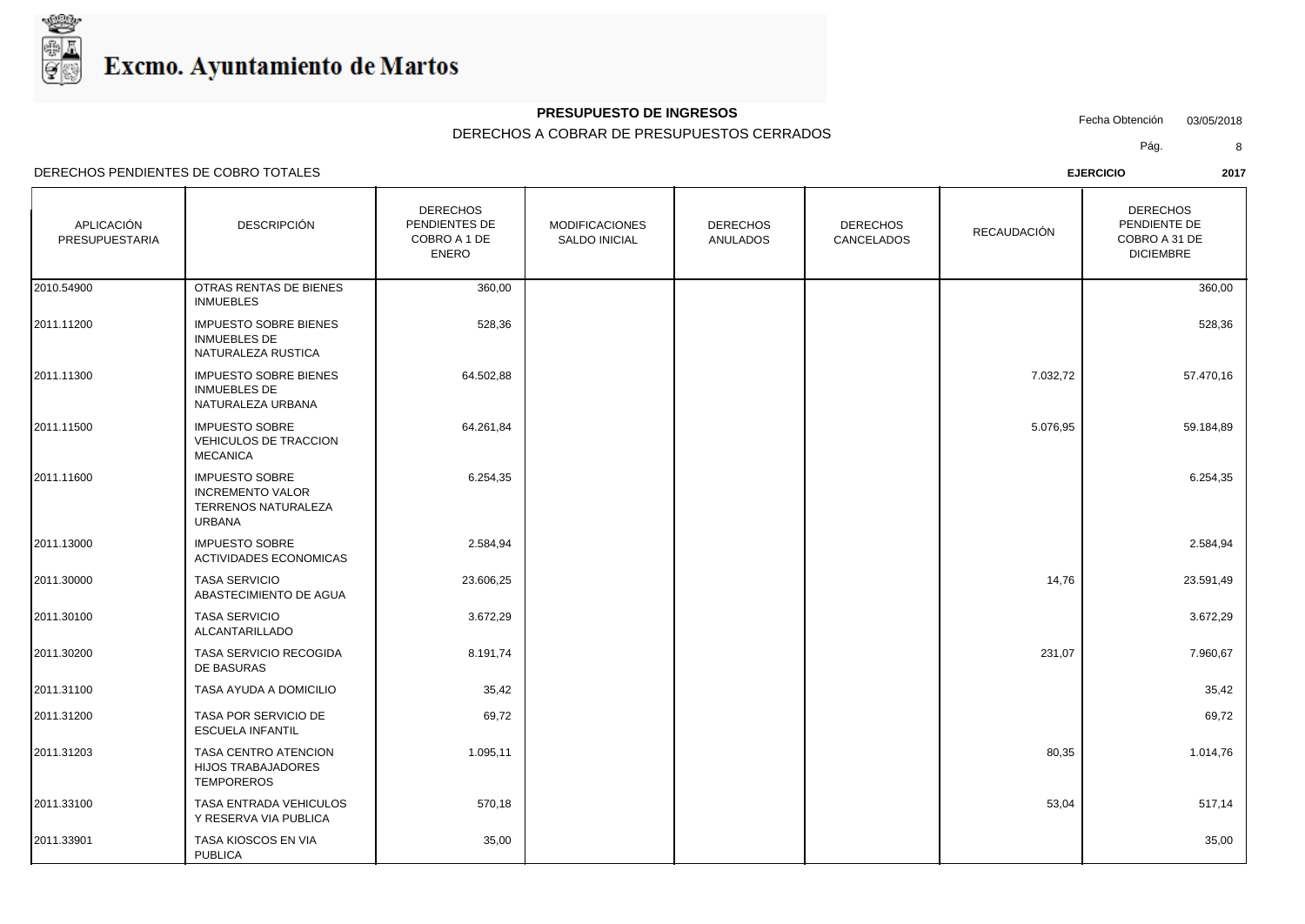Excmo. Ayuntamiento de Martos

**PRESUPUESTO DE INGRESOS**

DERECHOS A COBRAR DE PRESUPUESTOS CERRADOS

Fecha Obtención 03/05/2018

DERECHOS PENDIENTES DE COBRO TOTALES

**EJERCICIO 2017**

| APLICACIÓN PRESUPUESTARIA | DESCRIPCIÓN | DERECHOS PENDIENTES DE COBRO A 1 DE ENERO | MODIFICACIONES SALDO INICIAL | DERECHOS ANULADOS | DERECHOS CANCELADOS | RECAUDACIÓN | DERECHOS PENDIENTE DE COBRO A 31 DE DICIEMBRE |
|---|---|---|---|---|---|---|---|
| 2010.54900 | OTRAS RENTAS DE BIENES INMUEBLES | 360,00 | | | | | 360,00 |
| 2011.11200 | IMPUESTO SOBRE BIENES INMUEBLES DE NATURALEZA RUSTICA | 528,36 | | | | | 528,36 |
| 2011.11300 | IMPUESTO SOBRE BIENES INMUEBLES DE NATURALEZA URBANA | 64.502,88 | | | | 7.032,72 | 57.470,16 |
| 2011.11500 | IMPUESTO SOBRE VEHICULOS DE TRACCION MECANICA | 64.261,84 | | | | 5.076,95 | 59.184,89 |
| 2011.11600 | IMPUESTO SOBRE INCREMENTO VALOR TERRENOS NATURALEZA URBANA | 6.254,35 | | | | | 6.254,35 |
| 2011.13000 | IMPUESTO SOBRE ACTIVIDADES ECONOMICAS | 2.584,94 | | | | | 2.584,94 |
| 2011.30000 | TASA SERVICIO ABASTECIMIENTO DE AGUA | 23.606,25 | | | | 14,76 | 23.591,49 |
| 2011.30100 | TASA SERVICIO ALCANTARILLADO | 3.672,29 | | | | | 3.672,29 |
| 2011.30200 | TASA SERVICIO RECOGIDA DE BASURAS | 8.191,74 | | | | 231,07 | 7.960,67 |
| 2011.31100 | TASA AYUDA A DOMICILIO | 35,42 | | | | | 35,42 |
| 2011.31200 | TASA POR SERVICIO DE ESCUELA INFANTIL | 69,72 | | | | | 69,72 |
| 2011.31203 | TASA CENTRO ATENCION HIJOS TRABAJADORES TEMPOREROS | 1.095,11 | | | | 80,35 | 1.014,76 |
| 2011.33100 | TASA ENTRADA VEHICULOS Y RESERVA VIA PUBLICA | 570,18 | | | | 53,04 | 517,14 |
| 2011.33901 | TASA KIOSCOS EN VIA PUBLICA | 35,00 | | | | | 35,00 |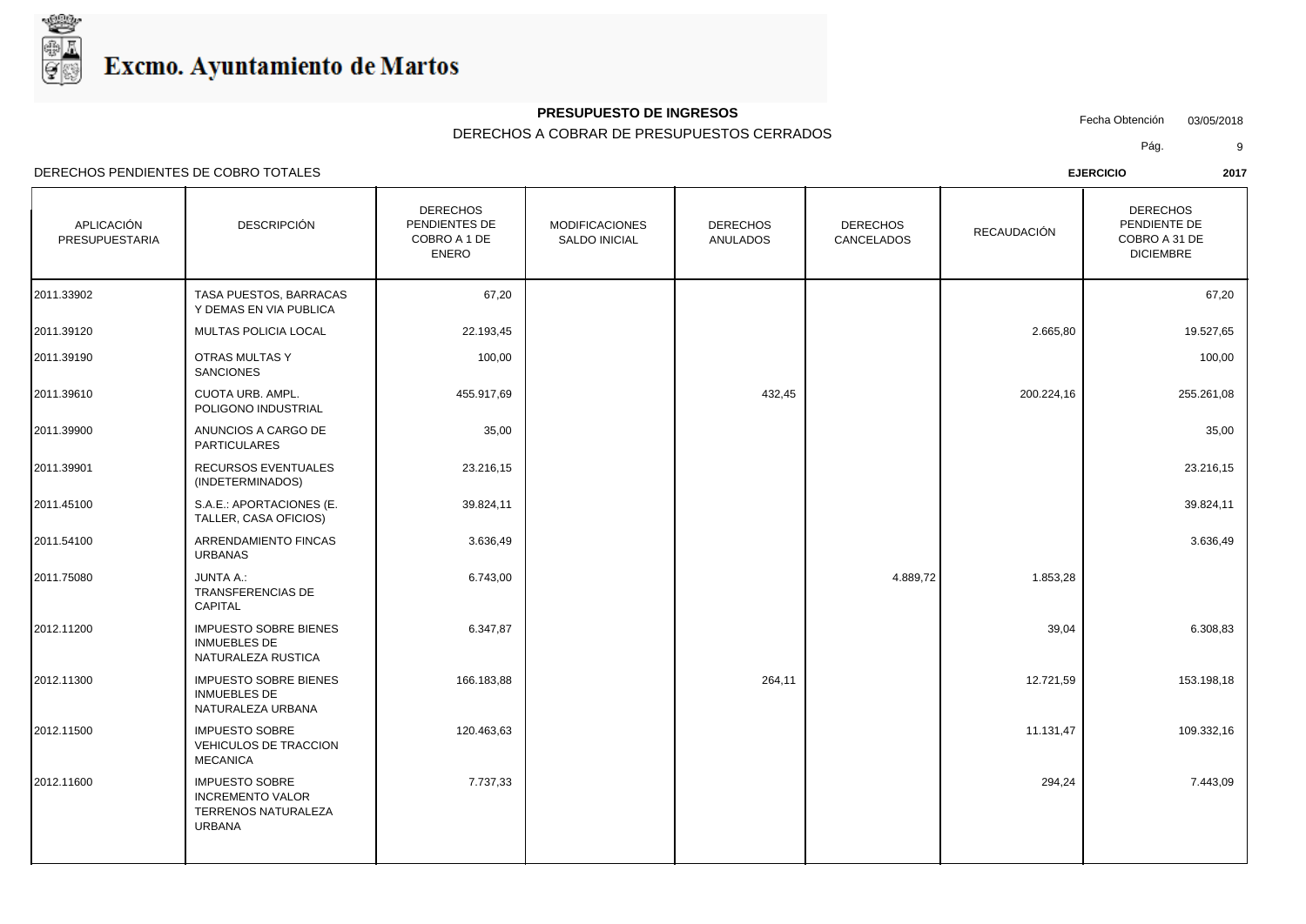# Excmo. Ayuntamiento de Martos

**PRESUPUESTO DE INGRESOS**

DERECHOS A COBRAR DE PRESUPUESTOS CERRADOS

Fecha Obtención 03/05/2018

DERECHOS PENDIENTES DE COBRO TOTALES

**EJERCICIO** **2017**

| APLICACIÓN PRESUPUESTARIA | DESCRIPCIÓN | DERECHOS PENDIENTES DE COBRO A 1 DE ENERO | MODIFICACIONES SALDO INICIAL | DERECHOS ANULADOS | DERECHOS CANCELADOS | RECAUDACIÓN | DERECHOS PENDIENTE DE COBRO A 31 DE DICIEMBRE |
|---|---|---|---|---|---|---|---|
| 2011.33902 | TASA PUESTOS, BARRACAS Y DEMAS EN VIA PUBLICA | 67,20 | | | | | 67,20 |
| 2011.39120 | MULTAS POLICIA LOCAL | 22.193,45 | | | | 2.665,80 | 19.527,65 |
| 2011.39190 | OTRAS MULTAS Y SANCIONES | 100,00 | | | | | 100,00 |
| 2011.39610 | CUOTA URB. AMPL. POLIGONO INDUSTRIAL | 455.917,69 | | 432,45 | | 200.224,16 | 255.261,08 |
| 2011.39900 | ANUNCIOS A CARGO DE PARTICULARES | 35,00 | | | | | 35,00 |
| 2011.39901 | RECURSOS EVENTUALES (INDETERMINADOS) | 23.216,15 | | | | | 23.216,15 |
| 2011.45100 | S.A.E.: APORTACIONES (E. TALLER, CASA OFICIOS) | 39.824,11 | | | | | 39.824,11 |
| 2011.54100 | ARRENDAMIENTO FINCAS URBANAS | 3.636,49 | | | | | 3.636,49 |
| 2011.75080 | JUNTA A.: TRANSFERENCIAS DE CAPITAL | 6.743,00 | | | 4.889,72 | 1.853,28 | |
| 2012.11200 | IMPUESTO SOBRE BIENES INMUEBLES DE NATURALEZA RUSTICA | 6.347,87 | | | | 39,04 | 6.308,83 |
| 2012.11300 | IMPUESTO SOBRE BIENES INMUEBLES DE NATURALEZA URBANA | 166.183,88 | | 264,11 | | 12.721,59 | 153.198,18 |
| 2012.11500 | IMPUESTO SOBRE VEHICULOS DE TRACCION MECANICA | 120.463,63 | | | | 11.131,47 | 109.332,16 |
| 2012.11600 | IMPUESTO SOBRE INCREMENTO VALOR TERRENOS NATURALEZA URBANA | 7.737,33 | | | | 294,24 | 7.443,09 |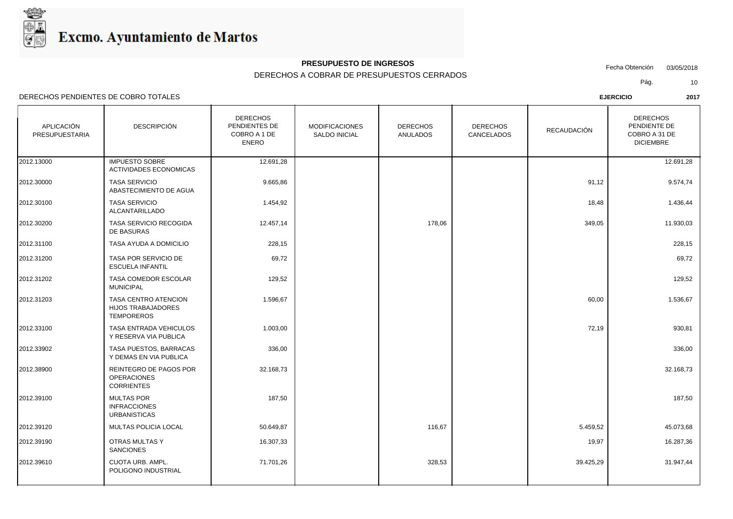# Excmo. Ayuntamiento de Martos

**PRESUPUESTO DE INGRESOS**

DERECHOS A COBRAR DE PRESUPUESTOS CERRADOS

Fecha Obtención 03/05/2018

DERECHOS PENDIENTES DE COBRO TOTALES

**EJERCICIO** **2017**

| APLICACIÓN PRESUPUESTARIA | DESCRIPCIÓN | DERECHOS PENDIENTES DE COBRO A 1 DE ENERO | MODIFICACIONES SALDO INICIAL | DERECHOS ANULADOS | DERECHOS CANCELADOS | RECAUDACIÓN | DERECHOS PENDIENTE DE COBRO A 31 DE DICIEMBRE |
|---|---|---|---|---|---|---|---|
| 2012.13000 | IMPUESTO SOBRE ACTIVIDADES ECONOMICAS | 12.691,28 | | | | | 12.691,28 |
| 2012.30000 | TASA SERVICIO ABASTECIMIENTO DE AGUA | 9.665,86 | | | | 91,12 | 9.574,74 |
| 2012.30100 | TASA SERVICIO ALCANTARILLADO | 1.454,92 | | | | 18,48 | 1.436,44 |
| 2012.30200 | TASA SERVICIO RECOGIDA DE BASURAS | 12.457,14 | | 178,06 | | 349,05 | 11.930,03 |
| 2012.31100 | TASA AYUDA A DOMICILIO | 228,15 | | | | | 228,15 |
| 2012.31200 | TASA POR SERVICIO DE ESCUELA INFANTIL | 69,72 | | | | | 69,72 |
| 2012.31202 | TASA COMEDOR ESCOLAR MUNICIPAL | 129,52 | | | | | 129,52 |
| 2012.31203 | TASA CENTRO ATENCION HIJOS TRABAJADORES TEMPOREROS | 1.596,67 | | | | 60,00 | 1.536,67 |
| 2012.33100 | TASA ENTRADA VEHICULOS Y RESERVA VIA PUBLICA | 1.003,00 | | | | 72,19 | 930,81 |
| 2012.33902 | TASA PUESTOS, BARRACAS Y DEMAS EN VIA PUBLICA | 336,00 | | | | | 336,00 |
| 2012.38900 | REINTEGRO DE PAGOS POR OPERACIONES CORRIENTES | 32.168,73 | | | | | 32.168,73 |
| 2012.39100 | MULTAS POR INFRACCIONES URBANISTICAS | 187,50 | | | | | 187,50 |
| 2012.39120 | MULTAS POLICIA LOCAL | 50.649,87 | | 116,67 | | 5.459,52 | 45.073,68 |
| 2012.39190 | OTRAS MULTAS Y SANCIONES | 16.307,33 | | | | 19,97 | 16.287,36 |
| 2012.39610 | CUOTA URB. AMPL. POLIGONO INDUSTRIAL | 71.701,26 | | 328,53 | | 39.425,29 | 31.947,44 |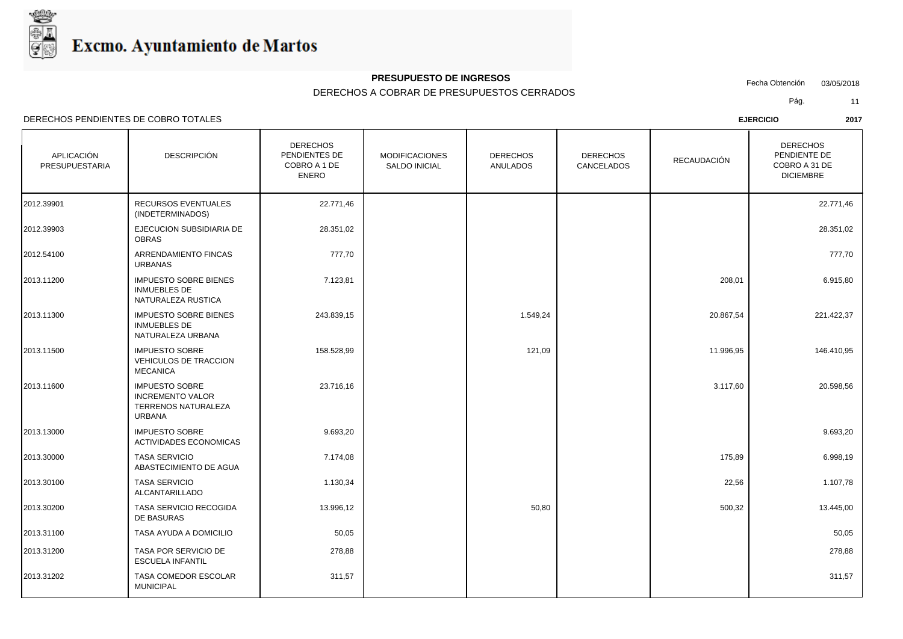Excmo. Ayuntamiento de Martos

**PRESUPUESTO DE INGRESOS**

DERECHOS A COBRAR DE PRESUPUESTOS CERRADOS

Fecha Obtención 03/05/2018

DERECHOS PENDIENTES DE COBRO TOTALES

**EJERCICIO 2017**

| APLICACIÓN PRESUPUESTARIA | DESCRIPCIÓN | DERECHOS PENDIENTES DE COBRO A 1 DE ENERO | MODIFICACIONES SALDO INICIAL | DERECHOS ANULADOS | DERECHOS CANCELADOS | RECAUDACIÓN | DERECHOS PENDIENTE DE COBRO A 31 DE DICIEMBRE |
|---|---|---|---|---|---|---|---|
| 2012.39901 | RECURSOS EVENTUALES (INDETERMINADOS) | 22.771,46 | | | | | 22.771,46 |
| 2012.39903 | EJECUCION SUBSIDIARIA DE OBRAS | 28.351,02 | | | | | 28.351,02 |
| 2012.54100 | ARRENDAMIENTO FINCAS URBANAS | 777,70 | | | | | 777,70 |
| 2013.11200 | IMPUESTO SOBRE BIENES INMUEBLES DE NATURALEZA RUSTICA | 7.123,81 | | | | 208,01 | 6.915,80 |
| 2013.11300 | IMPUESTO SOBRE BIENES INMUEBLES DE NATURALEZA URBANA | 243.839,15 | | 1.549,24 | | 20.867,54 | 221.422,37 |
| 2013.11500 | IMPUESTO SOBRE VEHICULOS DE TRACCION MECANICA | 158.528,99 | | 121,09 | | 11.996,95 | 146.410,95 |
| 2013.11600 | IMPUESTO SOBRE INCREMENTO VALOR TERRENOS NATURALEZA URBANA | 23.716,16 | | | | 3.117,60 | 20.598,56 |
| 2013.13000 | IMPUESTO SOBRE ACTIVIDADES ECONOMICAS | 9.693,20 | | | | | 9.693,20 |
| 2013.30000 | TASA SERVICIO ABASTECIMIENTO DE AGUA | 7.174,08 | | | | 175,89 | 6.998,19 |
| 2013.30100 | TASA SERVICIO ALCANTARILLADO | 1.130,34 | | | | 22,56 | 1.107,78 |
| 2013.30200 | TASA SERVICIO RECOGIDA DE BASURAS | 13.996,12 | | 50,80 | | 500,32 | 13.445,00 |
| 2013.31100 | TASA AYUDA A DOMICILIO | 50,05 | | | | | 50,05 |
| 2013.31200 | TASA POR SERVICIO DE ESCUELA INFANTIL | 278,88 | | | | | 278,88 |
| 2013.31202 | TASA COMEDOR ESCOLAR MUNICIPAL | 311,57 | | | | | 311,57 |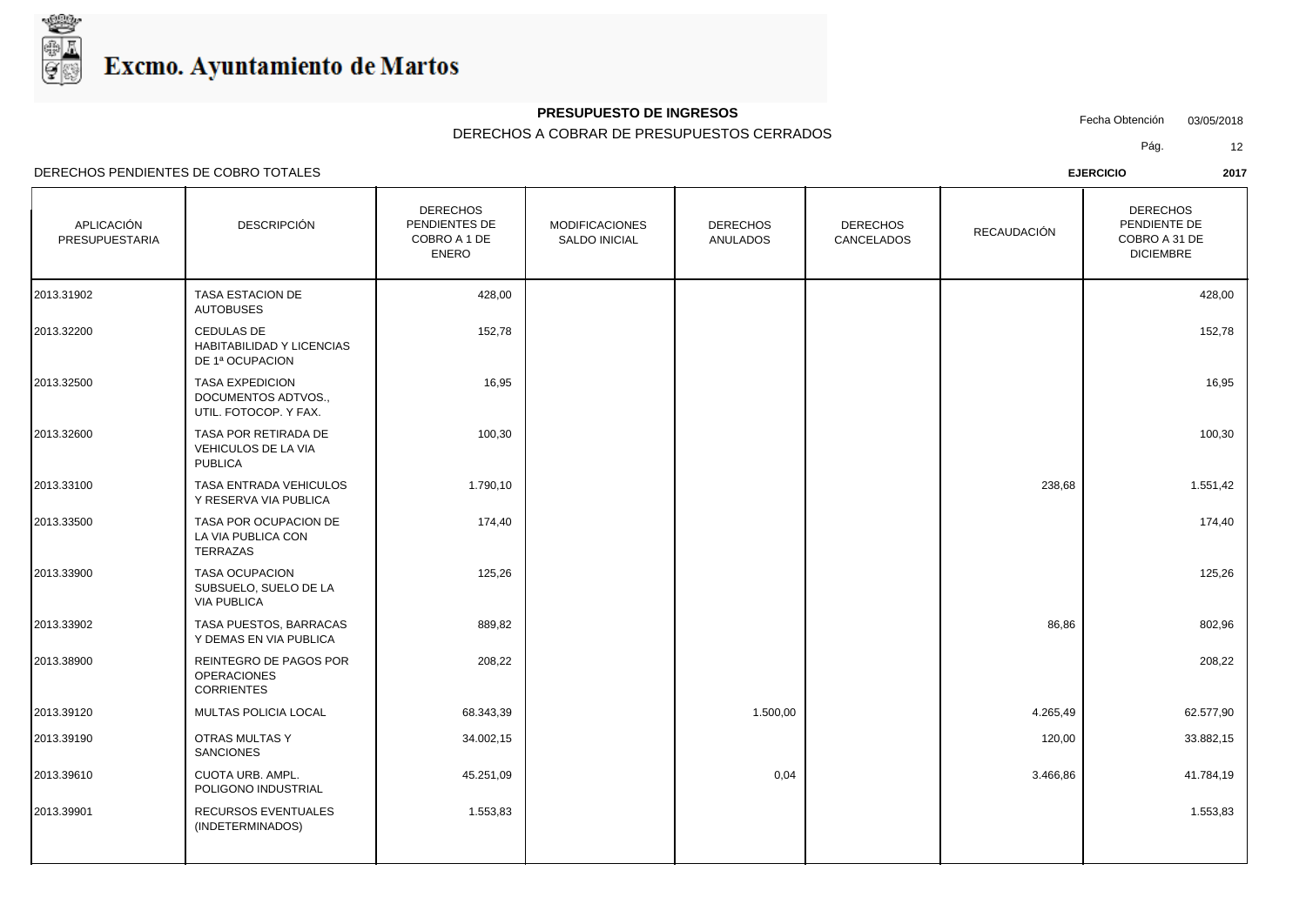# Excmo. Ayuntamiento de Martos

**PRESUPUESTO DE INGRESOS**

DERECHOS A COBRAR DE PRESUPUESTOS CERRADOS

Fecha Obtención 03/05/2018

DERECHOS PENDIENTES DE COBRO TOTALES

**EJERCICIO** **2017**

| APLICACIÓN PRESUPUESTARIA | DESCRIPCIÓN | DERECHOS PENDIENTES DE COBRO A 1 DE ENERO | MODIFICACIONES SALDO INICIAL | DERECHOS ANULADOS | DERECHOS CANCELADOS | RECAUDACIÓN | DERECHOS PENDIENTE DE COBRO A 31 DE DICIEMBRE |
|---|---|---|---|---|---|---|---|
| 2013.31902 | TASA ESTACION DE AUTOBUSES | 428,00 | | | | | 428,00 |
| 2013.32200 | CEDULAS DE HABITABILIDAD Y LICENCIAS DE 1ª OCUPACION | 152,78 | | | | | 152,78 |
| 2013.32500 | TASA EXPEDICION DOCUMENTOS ADTVOS., UTIL. FOTOCOP. Y FAX. | 16,95 | | | | | 16,95 |
| 2013.32600 | TASA POR RETIRADA DE VEHICULOS DE LA VIA PUBLICA | 100,30 | | | | | 100,30 |
| 2013.33100 | TASA ENTRADA VEHICULOS Y RESERVA VIA PUBLICA | 1.790,10 | | | | 238,68 | 1.551,42 |
| 2013.33500 | TASA POR OCUPACION DE LA VIA PUBLICA CON TERRAZAS | 174,40 | | | | | 174,40 |
| 2013.33900 | TASA OCUPACION SUBSUELO, SUELO DE LA VIA PUBLICA | 125,26 | | | | | 125,26 |
| 2013.33902 | TASA PUESTOS, BARRACAS Y DEMAS EN VIA PUBLICA | 889,82 | | | | 86,86 | 802,96 |
| 2013.38900 | REINTEGRO DE PAGOS POR OPERACIONES CORRIENTES | 208,22 | | | | | 208,22 |
| 2013.39120 | MULTAS POLICIA LOCAL | 68.343,39 | | 1.500,00 | | 4.265,49 | 62.577,90 |
| 2013.39190 | OTRAS MULTAS Y SANCIONES | 34.002,15 | | | | 120,00 | 33.882,15 |
| 2013.39610 | CUOTA URB. AMPL. POLIGONO INDUSTRIAL | 45.251,09 | | 0,04 | | 3.466,86 | 41.784,19 |
| 2013.39901 | RECURSOS EVENTUALES (INDETERMINADOS) | 1.553,83 | | | | | 1.553,83 |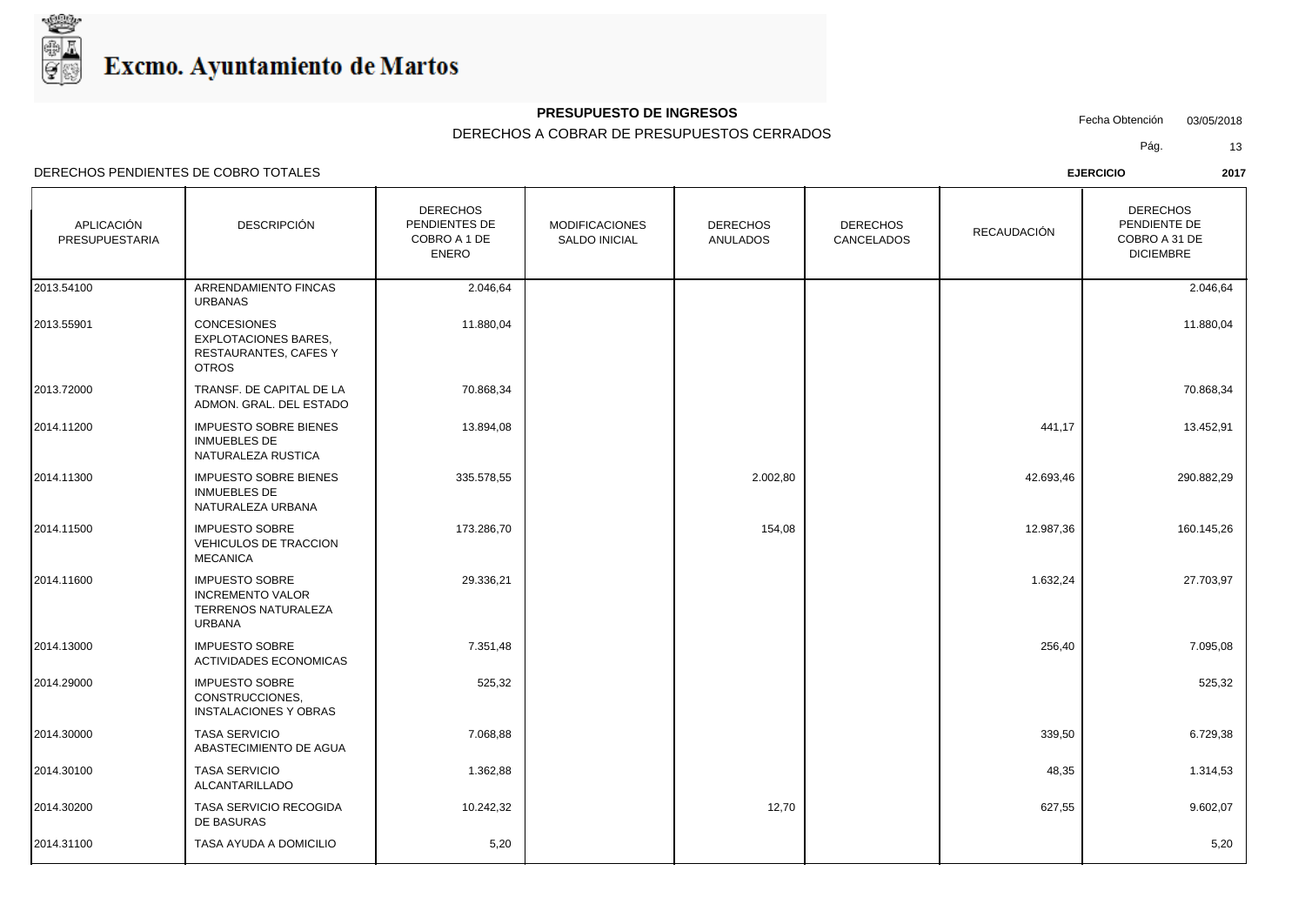# Excmo. Ayuntamiento de Martos

**PRESUPUESTO DE INGRESOS**

DERECHOS A COBRAR DE PRESUPUESTOS CERRADOS

Fecha Obtención 03/05/2018

DERECHOS PENDIENTES DE COBRO TOTALES

**EJERCICIO 2017**

| APLICACIÓN PRESUPUESTARIA | DESCRIPCIÓN | DERECHOS PENDIENTES DE COBRO A 1 DE ENERO | MODIFICACIONES SALDO INICIAL | DERECHOS ANULADOS | DERECHOS CANCELADOS | RECAUDACIÓN | DERECHOS PENDIENTE DE COBRO A 31 DE DICIEMBRE |
|---|---|---|---|---|---|---|---|
| 2013.54100 | ARRENDAMIENTO FINCAS URBANAS | 2.046,64 | | | | | 2.046,64 |
| 2013.55901 | CONCESIONES EXPLOTACIONES BARES, RESTAURANTES, CAFES Y OTROS | 11.880,04 | | | | | 11.880,04 |
| 2013.72000 | TRANSF. DE CAPITAL DE LA ADMON. GRAL. DEL ESTADO | 70.868,34 | | | | | 70.868,34 |
| 2014.11200 | IMPUESTO SOBRE BIENES INMUEBLES DE NATURALEZA RUSTICA | 13.894,08 | | | | 441,17 | 13.452,91 |
| 2014.11300 | IMPUESTO SOBRE BIENES INMUEBLES DE NATURALEZA URBANA | 335.578,55 | | 2.002,80 | | 42.693,46 | 290.882,29 |
| 2014.11500 | IMPUESTO SOBRE VEHICULOS DE TRACCION MECANICA | 173.286,70 | | 154,08 | | 12.987,36 | 160.145,26 |
| 2014.11600 | IMPUESTO SOBRE INCREMENTO VALOR TERRENOS NATURALEZA URBANA | 29.336,21 | | | | 1.632,24 | 27.703,97 |
| 2014.13000 | IMPUESTO SOBRE ACTIVIDADES ECONOMICAS | 7.351,48 | | | | 256,40 | 7.095,08 |
| 2014.29000 | IMPUESTO SOBRE CONSTRUCCIONES, INSTALACIONES Y OBRAS | 525,32 | | | | | 525,32 |
| 2014.30000 | TASA SERVICIO ABASTECIMIENTO DE AGUA | 7.068,88 | | | | 339,50 | 6.729,38 |
| 2014.30100 | TASA SERVICIO ALCANTARILLADO | 1.362,88 | | | | 48,35 | 1.314,53 |
| 2014.30200 | TASA SERVICIO RECOGIDA DE BASURAS | 10.242,32 | | 12,70 | | 627,55 | 9.602,07 |
| 2014.31100 | TASA AYUDA A DOMICILIO | 5,20 | | | | | 5,20 |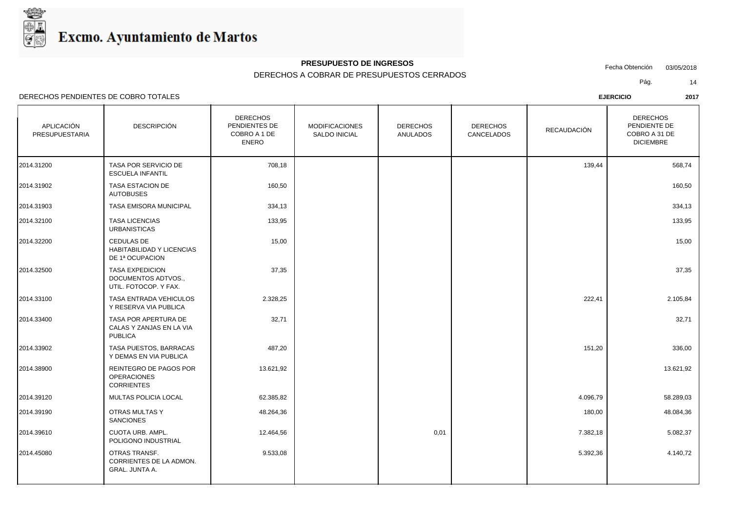# Excmo. Ayuntamiento de Martos

**PRESUPUESTO DE INGRESOS**

DERECHOS A COBRAR DE PRESUPUESTOS CERRADOS

Fecha Obtención 03/05/2018

DERECHOS PENDIENTES DE COBRO TOTALES

**EJERCICIO** **2017**

| APLICACIÓN PRESUPUESTARIA | DESCRIPCIÓN | DERECHOS PENDIENTES DE COBRO A 1 DE ENERO | MODIFICACIONES SALDO INICIAL | DERECHOS ANULADOS | DERECHOS CANCELADOS | RECAUDACIÓN | DERECHOS PENDIENTE DE COBRO A 31 DE DICIEMBRE |
|---|---|---|---|---|---|---|---|
| 2014.31200 | TASA POR SERVICIO DE ESCUELA INFANTIL | 708,18 | | | | 139,44 | 568,74 |
| 2014.31902 | TASA ESTACION DE AUTOBUSES | 160,50 | | | | | 160,50 |
| 2014.31903 | TASA EMISORA MUNICIPAL | 334,13 | | | | | 334,13 |
| 2014.32100 | TASA LICENCIAS URBANISTICAS | 133,95 | | | | | 133,95 |
| 2014.32200 | CEDULAS DE HABITABILIDAD Y LICENCIAS DE 1ª OCUPACION | 15,00 | | | | | 15,00 |
| 2014.32500 | TASA EXPEDICION DOCUMENTOS ADTVOS., UTIL. FOTOCOP. Y FAX. | 37,35 | | | | | 37,35 |
| 2014.33100 | TASA ENTRADA VEHICULOS Y RESERVA VIA PUBLICA | 2.328,25 | | | | 222,41 | 2.105,84 |
| 2014.33400 | TASA POR APERTURA DE CALAS Y ZANJAS EN LA VIA PUBLICA | 32,71 | | | | | 32,71 |
| 2014.33902 | TASA PUESTOS, BARRACAS Y DEMAS EN VIA PUBLICA | 487,20 | | | | 151,20 | 336,00 |
| 2014.38900 | REINTEGRO DE PAGOS POR OPERACIONES CORRIENTES | 13.621,92 | | | | | 13.621,92 |
| 2014.39120 | MULTAS POLICIA LOCAL | 62.385,82 | | | | 4.096,79 | 58.289,03 |
| 2014.39190 | OTRAS MULTAS Y SANCIONES | 48.264,36 | | | | 180,00 | 48.084,36 |
| 2014.39610 | CUOTA URB. AMPL. POLIGONO INDUSTRIAL | 12.464,56 | | 0,01 | | 7.382,18 | 5.082,37 |
| 2014.45080 | OTRAS TRANSF. CORRIENTES DE LA ADMON. GRAL. JUNTA A. | 9.533,08 | | | | 5.392,36 | 4.140,72 |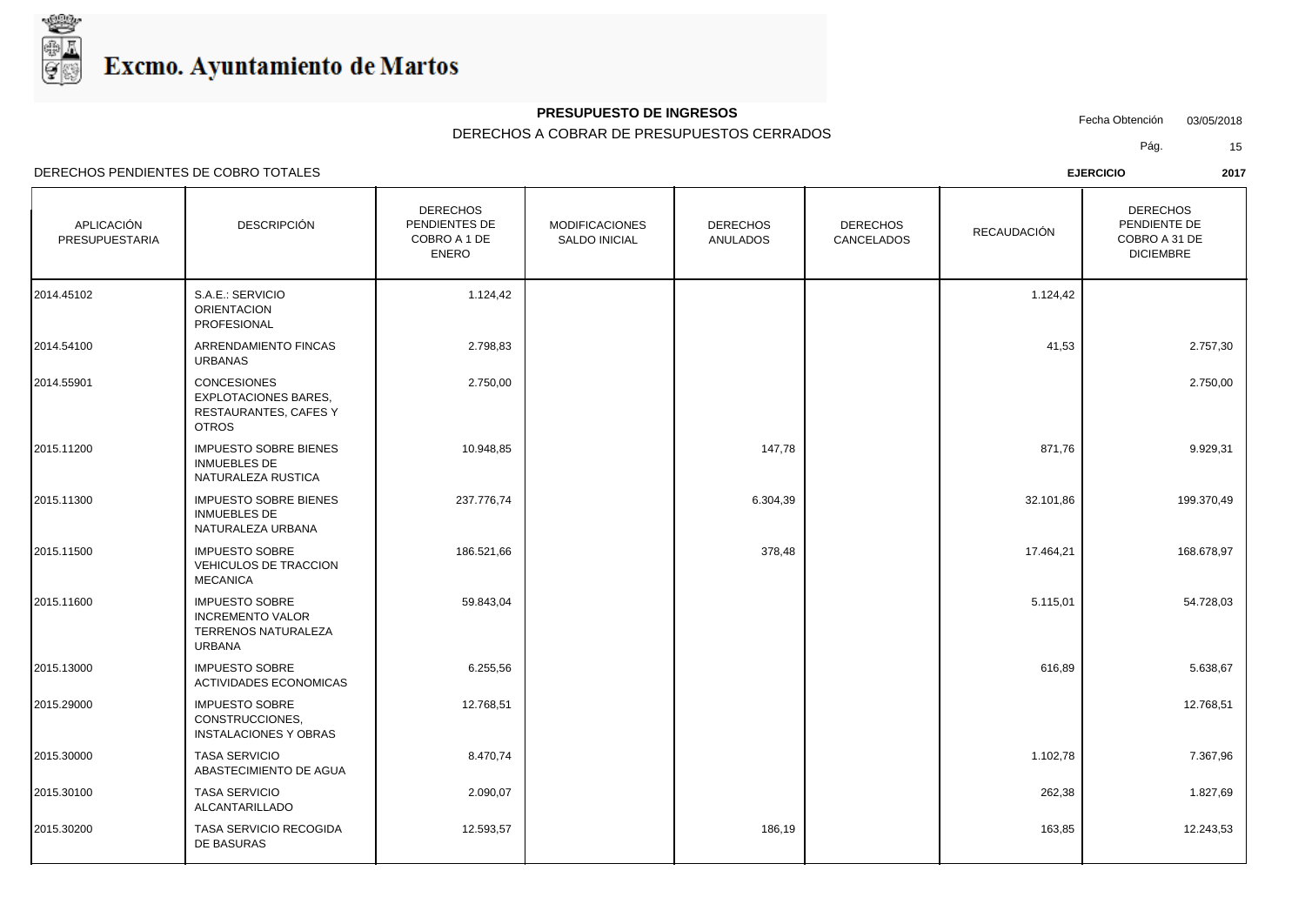# Excmo. Ayuntamiento de Martos

**PRESUPUESTO DE INGRESOS**

DERECHOS A COBRAR DE PRESUPUESTOS CERRADOS

Fecha Obtención 03/05/2018

DERECHOS PENDIENTES DE COBRO TOTALES

**EJERCICIO 2017**

| APLICACIÓN PRESUPUESTARIA | DESCRIPCIÓN | DERECHOS PENDIENTES DE COBRO A 1 DE ENERO | MODIFICACIONES SALDO INICIAL | DERECHOS ANULADOS | DERECHOS CANCELADOS | RECAUDACIÓN | DERECHOS PENDIENTE DE COBRO A 31 DE DICIEMBRE |
|---|---|---|---|---|---|---|---|
| 2014.45102 | S.A.E.: SERVICIO ORIENTACION PROFESIONAL | 1.124,42 | | | | 1.124,42 | |
| 2014.54100 | ARRENDAMIENTO FINCAS URBANAS | 2.798,83 | | | | 41,53 | 2.757,30 |
| 2014.55901 | CONCESIONES EXPLOTACIONES BARES, RESTAURANTES, CAFES Y OTROS | 2.750,00 | | | | | 2.750,00 |
| 2015.11200 | IMPUESTO SOBRE BIENES INMUEBLES DE NATURALEZA RUSTICA | 10.948,85 | | 147,78 | | 871,76 | 9.929,31 |
| 2015.11300 | IMPUESTO SOBRE BIENES INMUEBLES DE NATURALEZA URBANA | 237.776,74 | | 6.304,39 | | 32.101,86 | 199.370,49 |
| 2015.11500 | IMPUESTO SOBRE VEHICULOS DE TRACCION MECANICA | 186.521,66 | | 378,48 | | 17.464,21 | 168.678,97 |
| 2015.11600 | IMPUESTO SOBRE INCREMENTO VALOR TERRENOS NATURALEZA URBANA | 59.843,04 | | | | 5.115,01 | 54.728,03 |
| 2015.13000 | IMPUESTO SOBRE ACTIVIDADES ECONOMICAS | 6.255,56 | | | | 616,89 | 5.638,67 |
| 2015.29000 | IMPUESTO SOBRE CONSTRUCCIONES, INSTALACIONES Y OBRAS | 12.768,51 | | | | | 12.768,51 |
| 2015.30000 | TASA SERVICIO ABASTECIMIENTO DE AGUA | 8.470,74 | | | | 1.102,78 | 7.367,96 |
| 2015.30100 | TASA SERVICIO ALCANTARILLADO | 2.090,07 | | | | 262,38 | 1.827,69 |
| 2015.30200 | TASA SERVICIO RECOGIDA DE BASURAS | 12.593,57 | | 186,19 | | 163,85 | 12.243,53 |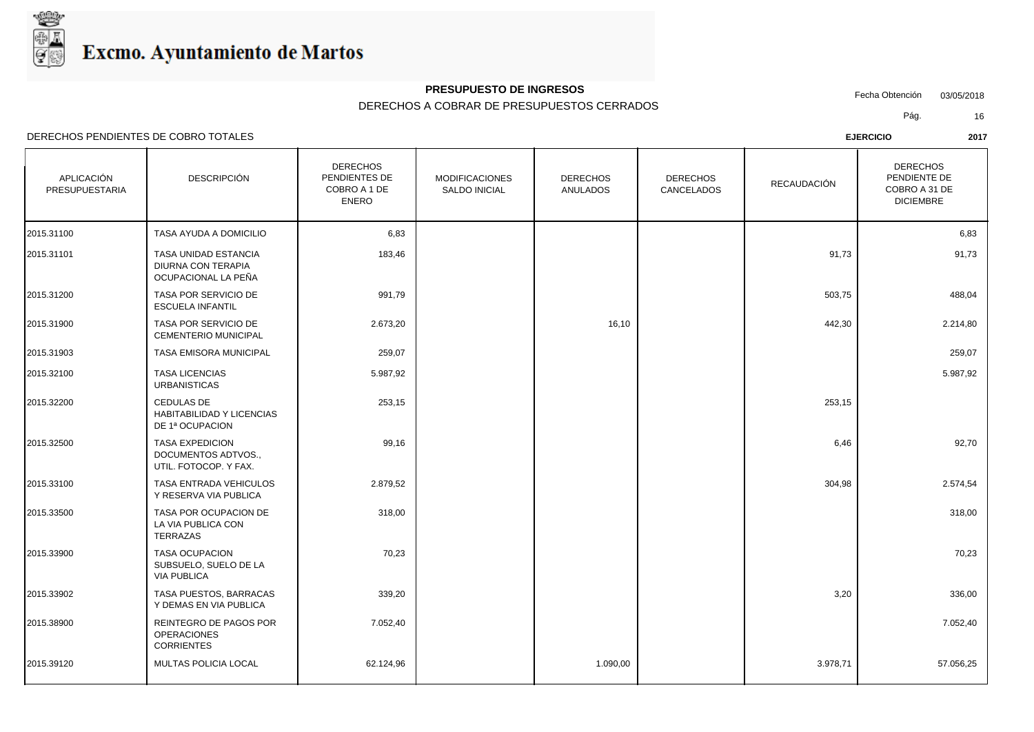# Excmo. Ayuntamiento de Martos

**PRESUPUESTO DE INGRESOS**

DERECHOS A COBRAR DE PRESUPUESTOS CERRADOS

Fecha Obtención 03/05/2018

DERECHOS PENDIENTES DE COBRO TOTALES

**EJERCICIO** **2017**

| APLICACIÓN PRESUPUESTARIA | DESCRIPCIÓN | DERECHOS PENDIENTES DE COBRO A 1 DE ENERO | MODIFICACIONES SALDO INICIAL | DERECHOS ANULADOS | DERECHOS CANCELADOS | RECAUDACIÓN | DERECHOS PENDIENTE DE COBRO A 31 DE DICIEMBRE |
|---|---|---|---|---|---|---|---|
| 2015.31100 | TASA AYUDA A DOMICILIO | 6,83 | | | | | 6,83 |
| 2015.31101 | TASA UNIDAD ESTANCIA DIURNA CON TERAPIA OCUPACIONAL LA PEÑA | 183,46 | | | | 91,73 | 91,73 |
| 2015.31200 | TASA POR SERVICIO DE ESCUELA INFANTIL | 991,79 | | | | 503,75 | 488,04 |
| 2015.31900 | TASA POR SERVICIO DE CEMENTERIO MUNICIPAL | 2.673,20 | | 16,10 | | 442,30 | 2.214,80 |
| 2015.31903 | TASA EMISORA MUNICIPAL | 259,07 | | | | | 259,07 |
| 2015.32100 | TASA LICENCIAS URBANISTICAS | 5.987,92 | | | | | 5.987,92 |
| 2015.32200 | CEDULAS DE HABITABILIDAD Y LICENCIAS DE 1ª OCUPACION | 253,15 | | | | 253,15 | |
| 2015.32500 | TASA EXPEDICION DOCUMENTOS ADTVOS., UTIL. FOTOCOP. Y FAX. | 99,16 | | | | 6,46 | 92,70 |
| 2015.33100 | TASA ENTRADA VEHICULOS Y RESERVA VIA PUBLICA | 2.879,52 | | | | 304,98 | 2.574,54 |
| 2015.33500 | TASA POR OCUPACION DE LA VIA PUBLICA CON TERRAZAS | 318,00 | | | | | 318,00 |
| 2015.33900 | TASA OCUPACION SUBSUELO, SUELO DE LA VIA PUBLICA | 70,23 | | | | | 70,23 |
| 2015.33902 | TASA PUESTOS, BARRACAS Y DEMAS EN VIA PUBLICA | 339,20 | | | | 3,20 | 336,00 |
| 2015.38900 | REINTEGRO DE PAGOS POR OPERACIONES CORRIENTES | 7.052,40 | | | | | 7.052,40 |
| 2015.39120 | MULTAS POLICIA LOCAL | 62.124,96 | | 1.090,00 | | 3.978,71 | 57.056,25 |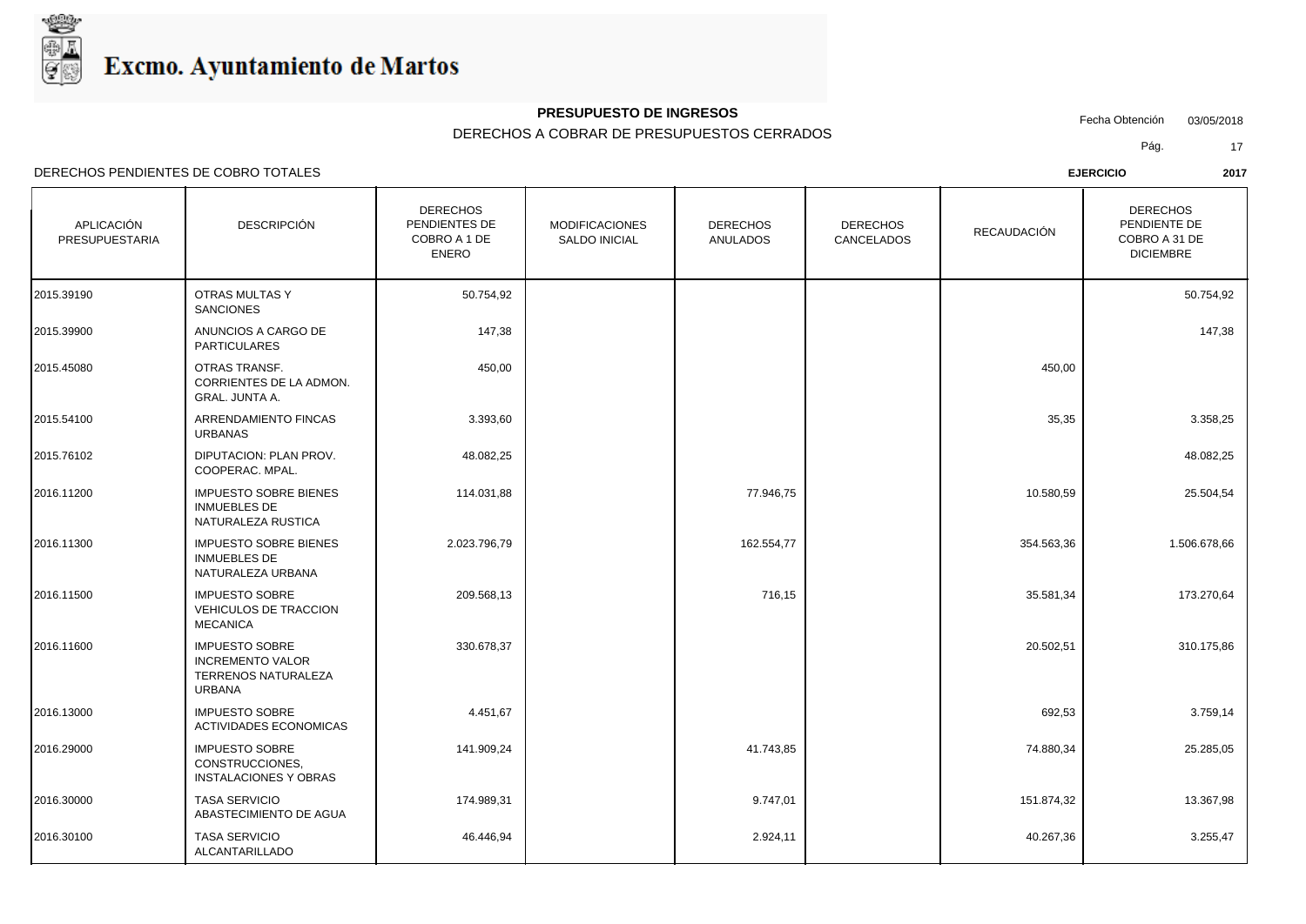# Excmo. Ayuntamiento de Martos

**PRESUPUESTO DE INGRESOS**

DERECHOS A COBRAR DE PRESUPUESTOS CERRADOS

Fecha Obtención 03/05/2018

DERECHOS PENDIENTES DE COBRO TOTALES

**EJERCICIO 2017**

| APLICACIÓN PRESUPUESTARIA | DESCRIPCIÓN | DERECHOS PENDIENTES DE COBRO A 1 DE ENERO | MODIFICACIONES SALDO INICIAL | DERECHOS ANULADOS | DERECHOS CANCELADOS | RECAUDACIÓN | DERECHOS PENDIENTE DE COBRO A 31 DE DICIEMBRE |
|---|---|---|---|---|---|---|---|
| 2015.39190 | OTRAS MULTAS Y SANCIONES | 50.754,92 | | | | | 50.754,92 |
| 2015.39900 | ANUNCIOS A CARGO DE PARTICULARES | 147,38 | | | | | 147,38 |
| 2015.45080 | OTRAS TRANSF. CORRIENTES DE LA ADMON. GRAL. JUNTA A. | 450,00 | | | | 450,00 | |
| 2015.54100 | ARRENDAMIENTO FINCAS URBANAS | 3.393,60 | | | | 35,35 | 3.358,25 |
| 2015.76102 | DIPUTACION: PLAN PROV. COOPERAC. MPAL. | 48.082,25 | | | | | 48.082,25 |
| 2016.11200 | IMPUESTO SOBRE BIENES INMUEBLES DE NATURALEZA RUSTICA | 114.031,88 | | 77.946,75 | | 10.580,59 | 25.504,54 |
| 2016.11300 | IMPUESTO SOBRE BIENES INMUEBLES DE NATURALEZA URBANA | 2.023.796,79 | | 162.554,77 | | 354.563,36 | 1.506.678,66 |
| 2016.11500 | IMPUESTO SOBRE VEHICULOS DE TRACCION MECANICA | 209.568,13 | | 716,15 | | 35.581,34 | 173.270,64 |
| 2016.11600 | IMPUESTO SOBRE INCREMENTO VALOR TERRENOS NATURALEZA URBANA | 330.678,37 | | | | 20.502,51 | 310.175,86 |
| 2016.13000 | IMPUESTO SOBRE ACTIVIDADES ECONOMICAS | 4.451,67 | | | | 692,53 | 3.759,14 |
| 2016.29000 | IMPUESTO SOBRE CONSTRUCCIONES, INSTALACIONES Y OBRAS | 141.909,24 | | 41.743,85 | | 74.880,34 | 25.285,05 |
| 2016.30000 | TASA SERVICIO ABASTECIMIENTO DE AGUA | 174.989,31 | | 9.747,01 | | 151.874,32 | 13.367,98 |
| 2016.30100 | TASA SERVICIO ALCANTARILLADO | 46.446,94 | | 2.924,11 | | 40.267,36 | 3.255,47 |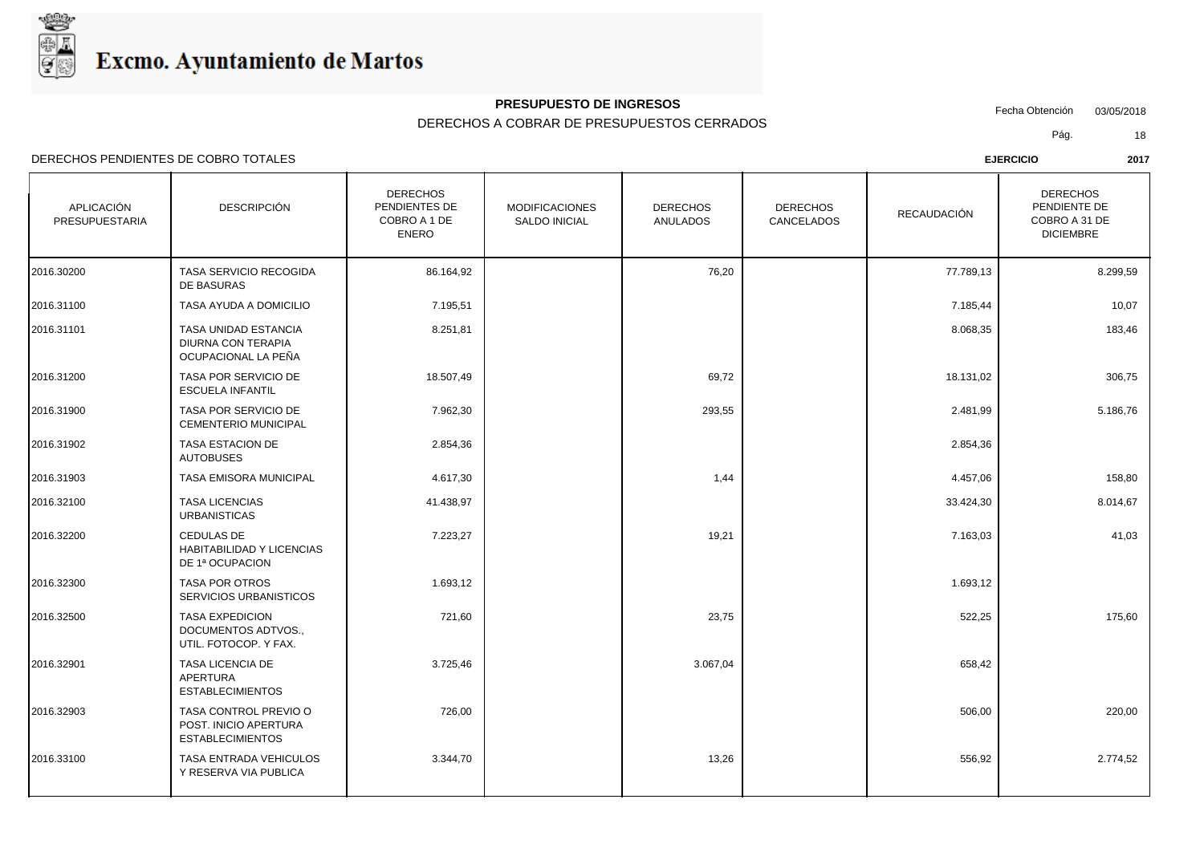# Excmo. Ayuntamiento de Martos

**PRESUPUESTO DE INGRESOS**

DERECHOS A COBRAR DE PRESUPUESTOS CERRADOS

Fecha Obtención 03/05/2018

DERECHOS PENDIENTES DE COBRO TOTALES

**EJERCICIO** **2017**

| APLICACIÓN PRESUPUESTARIA | DESCRIPCIÓN | DERECHOS PENDIENTES DE COBRO A 1 DE ENERO | MODIFICACIONES SALDO INICIAL | DERECHOS ANULADOS | DERECHOS CANCELADOS | RECAUDACIÓN | DERECHOS PENDIENTE DE COBRO A 31 DE DICIEMBRE |
|---|---|---|---|---|---|---|---|
| 2016.30200 | TASA SERVICIO RECOGIDA DE BASURAS | 86.164,92 | | 76,20 | | 77.789,13 | 8.299,59 |
| 2016.31100 | TASA AYUDA A DOMICILIO | 7.195,51 | | | | 7.185,44 | 10,07 |
| 2016.31101 | TASA UNIDAD ESTANCIA DIURNA CON TERAPIA OCUPACIONAL LA PEÑA | 8.251,81 | | | | 8.068,35 | 183,46 |
| 2016.31200 | TASA POR SERVICIO DE ESCUELA INFANTIL | 18.507,49 | | 69,72 | | 18.131,02 | 306,75 |
| 2016.31900 | TASA POR SERVICIO DE CEMENTERIO MUNICIPAL | 7.962,30 | | 293,55 | | 2.481,99 | 5.186,76 |
| 2016.31902 | TASA ESTACION DE AUTOBUSES | 2.854,36 | | | | 2.854,36 | |
| 2016.31903 | TASA EMISORA MUNICIPAL | 4.617,30 | | 1,44 | | 4.457,06 | 158,80 |
| 2016.32100 | TASA LICENCIAS URBANISTICAS | 41.438,97 | | | | 33.424,30 | 8.014,67 |
| 2016.32200 | CEDULAS DE HABITABILIDAD Y LICENCIAS DE 1ª OCUPACION | 7.223,27 | | 19,21 | | 7.163,03 | 41,03 |
| 2016.32300 | TASA POR OTROS SERVICIOS URBANISTICOS | 1.693,12 | | | | 1.693,12 | |
| 2016.32500 | TASA EXPEDICION DOCUMENTOS ADTVOS., UTIL. FOTOCOP. Y FAX. | 721,60 | | 23,75 | | 522,25 | 175,60 |
| 2016.32901 | TASA LICENCIA DE APERTURA ESTABLECIMIENTOS | 3.725,46 | | 3.067,04 | | 658,42 | |
| 2016.32903 | TASA CONTROL PREVIO O POST. INICIO APERTURA ESTABLECIMIENTOS | 726,00 | | | | 506,00 | 220,00 |
| 2016.33100 | TASA ENTRADA VEHICULOS Y RESERVA VIA PUBLICA | 3.344,70 | | 13,26 | | 556,92 | 2.774,52 |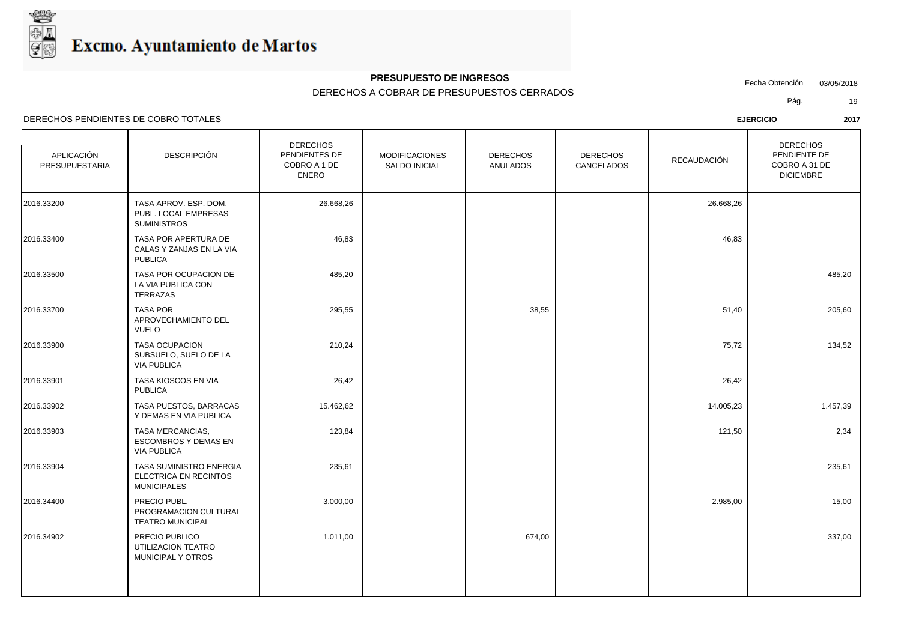Excmo. Ayuntamiento de Martos

**PRESUPUESTO DE INGRESOS**

DERECHOS A COBRAR DE PRESUPUESTOS CERRADOS

Fecha Obtención 03/05/2018

DERECHOS PENDIENTES DE COBRO TOTALES

**EJERCICIO** **2017**

| APLICACIÓN PRESUPUESTARIA | DESCRIPCIÓN | DERECHOS PENDIENTES DE COBRO A 1 DE ENERO | MODIFICACIONES SALDO INICIAL | DERECHOS ANULADOS | DERECHOS CANCELADOS | RECAUDACIÓN | DERECHOS PENDIENTE DE COBRO A 31 DE DICIEMBRE |
|---|---|---|---|---|---|---|---|
| 2016.33200 | TASA APROV. ESP. DOM. PUBL. LOCAL EMPRESAS SUMINISTROS | 26.668,26 | | | | 26.668,26 | |
| 2016.33400 | TASA POR APERTURA DE CALAS Y ZANJAS EN LA VIA PUBLICA | 46,83 | | | | 46,83 | |
| 2016.33500 | TASA POR OCUPACION DE LA VIA PUBLICA CON TERRAZAS | 485,20 | | | | | 485,20 |
| 2016.33700 | TASA POR APROVECHAMIENTO DEL VUELO | 295,55 | | 38,55 | | 51,40 | 205,60 |
| 2016.33900 | TASA OCUPACION SUBSUELO, SUELO DE LA VIA PUBLICA | 210,24 | | | | 75,72 | 134,52 |
| 2016.33901 | TASA KIOSCOS EN VIA PUBLICA | 26,42 | | | | 26,42 | |
| 2016.33902 | TASA PUESTOS, BARRACAS Y DEMAS EN VIA PUBLICA | 15.462,62 | | | | 14.005,23 | 1.457,39 |
| 2016.33903 | TASA MERCANCIAS, ESCOMBROS Y DEMAS EN VIA PUBLICA | 123,84 | | | | 121,50 | 2,34 |
| 2016.33904 | TASA SUMINISTRO ENERGIA ELECTRICA EN RECINTOS MUNICIPALES | 235,61 | | | | | 235,61 |
| 2016.34400 | PRECIO PUBL. PROGRAMACION CULTURAL TEATRO MUNICIPAL | 3.000,00 | | | | 2.985,00 | 15,00 |
| 2016.34902 | PRECIO PUBLICO UTILIZACION TEATRO MUNICIPAL Y OTROS | 1.011,00 | | 674,00 | | | 337,00 |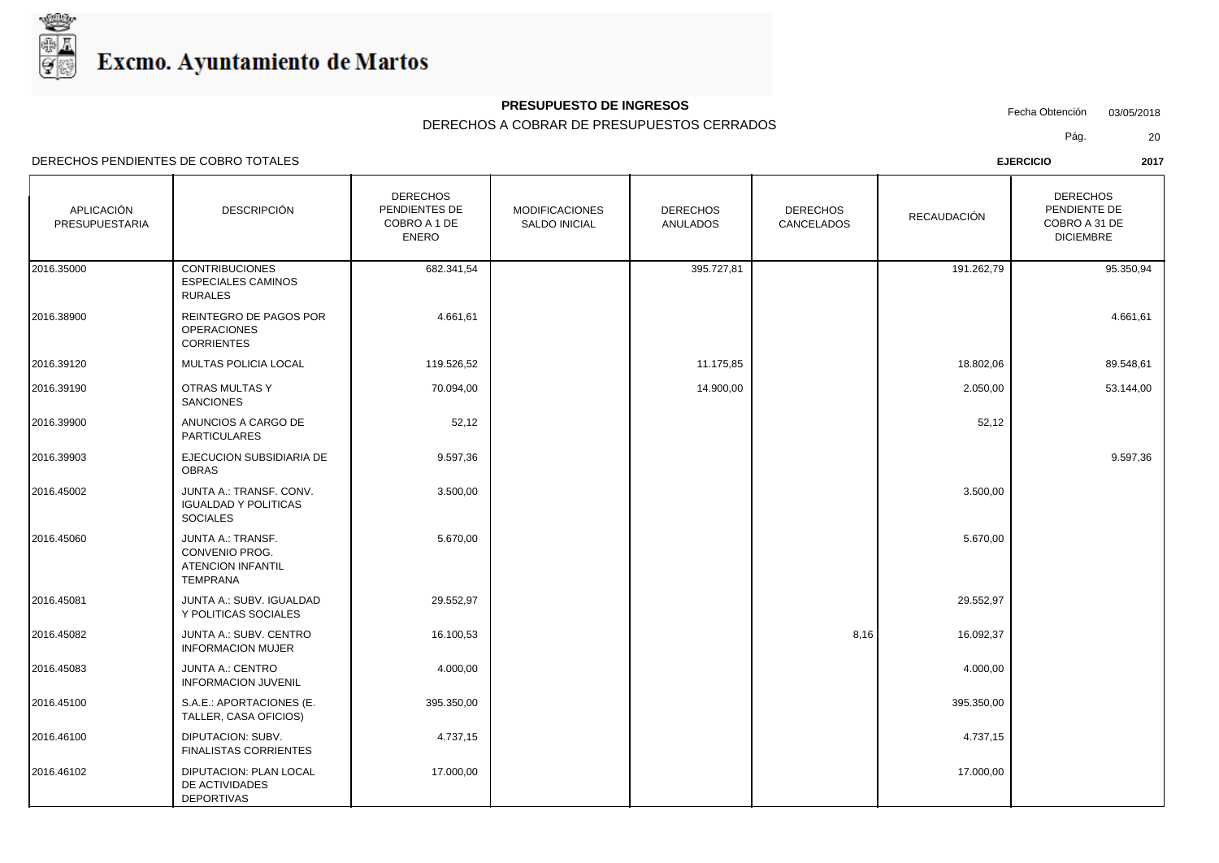# Excmo. Ayuntamiento de Martos

**PRESUPUESTO DE INGRESOS**

DERECHOS A COBRAR DE PRESUPUESTOS CERRADOS

Fecha Obtención 03/05/2018

DERECHOS PENDIENTES DE COBRO TOTALES

**EJERCICIO** **2017**

| APLICACIÓN PRESUPUESTARIA | DESCRIPCIÓN | DERECHOS PENDIENTES DE COBRO A 1 DE ENERO | MODIFICACIONES SALDO INICIAL | DERECHOS ANULADOS | DERECHOS CANCELADOS | RECAUDACIÓN | DERECHOS PENDIENTE DE COBRO A 31 DE DICIEMBRE |
|---|---|---|---|---|---|---|---|
| 2016.35000 | CONTRIBUCIONES ESPECIALES CAMINOS RURALES | 682.341,54 | | 395.727,81 | | 191.262,79 | 95.350,94 |
| 2016.38900 | REINTEGRO DE PAGOS POR OPERACIONES CORRIENTES | 4.661,61 | | | | | 4.661,61 |
| 2016.39120 | MULTAS POLICIA LOCAL | 119.526,52 | | 11.175,85 | | 18.802,06 | 89.548,61 |
| 2016.39190 | OTRAS MULTAS Y SANCIONES | 70.094,00 | | 14.900,00 | | 2.050,00 | 53.144,00 |
| 2016.39900 | ANUNCIOS A CARGO DE PARTICULARES | 52,12 | | | | 52,12 | |
| 2016.39903 | EJECUCION SUBSIDIARIA DE OBRAS | 9.597,36 | | | | | 9.597,36 |
| 2016.45002 | JUNTA A.: TRANSF. CONV. IGUALDAD Y POLITICAS SOCIALES | 3.500,00 | | | | 3.500,00 | |
| 2016.45060 | JUNTA A.: TRANSF. CONVENIO PROG. ATENCION INFANTIL TEMPRANA | 5.670,00 | | | | 5.670,00 | |
| 2016.45081 | JUNTA A.: SUBV. IGUALDAD Y POLITICAS SOCIALES | 29.552,97 | | | | 29.552,97 | |
| 2016.45082 | JUNTA A.: SUBV. CENTRO INFORMACION MUJER | 16.100,53 | | | 8,16 | 16.092,37 | |
| 2016.45083 | JUNTA A.: CENTRO INFORMACION JUVENIL | 4.000,00 | | | | 4.000,00 | |
| 2016.45100 | S.A.E.: APORTACIONES (E. TALLER, CASA OFICIOS) | 395.350,00 | | | | 395.350,00 | |
| 2016.46100 | DIPUTACION: SUBV. FINALISTAS CORRIENTES | 4.737,15 | | | | 4.737,15 | |
| 2016.46102 | DIPUTACION: PLAN LOCAL DE ACTIVIDADES DEPORTIVAS | 17.000,00 | | | | 17.000,00 | |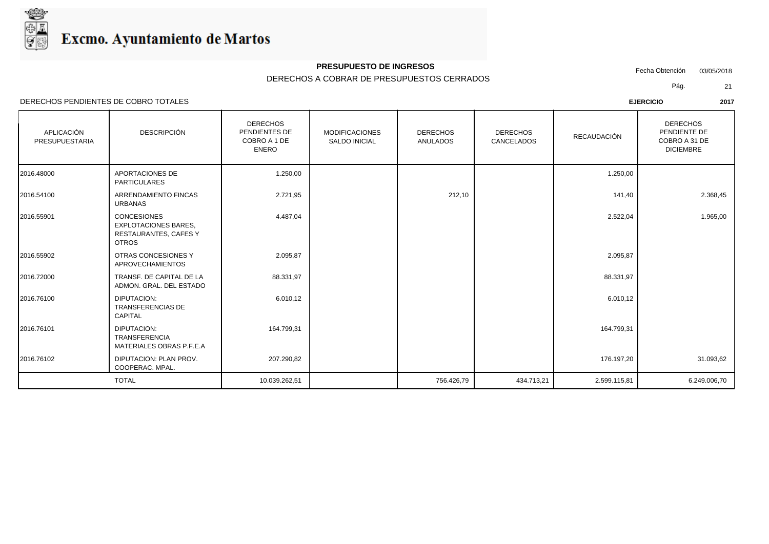Excmo. Ayuntamiento de Martos

**PRESUPUESTO DE INGRESOS**

DERECHOS A COBRAR DE PRESUPUESTOS CERRADOS

Fecha Obtención 03/05/2018

DERECHOS PENDIENTES DE COBRO TOTALES

**EJERCICIO** **2017**

| APLICACIÓN PRESUPUESTARIA | DESCRIPCIÓN | DERECHOS PENDIENTES DE COBRO A 1 DE ENERO | MODIFICACIONES SALDO INICIAL | DERECHOS ANULADOS | DERECHOS CANCELADOS | RECAUDACIÓN | DERECHOS PENDIENTE DE COBRO A 31 DE DICIEMBRE |
|---|---|---|---|---|---|---|---|
| 2016.48000 | APORTACIONES DE PARTICULARES | 1.250,00 | | | | 1.250,00 | |
| 2016.54100 | ARRENDAMIENTO FINCAS URBANAS | 2.721,95 | | 212,10 | | 141,40 | 2.368,45 |
| 2016.55901 | CONCESIONES EXPLOTACIONES BARES, RESTAURANTES, CAFES Y OTROS | 4.487,04 | | | | 2.522,04 | 1.965,00 |
| 2016.55902 | OTRAS CONCESIONES Y APROVECHAMIENTOS | 2.095,87 | | | | 2.095,87 | |
| 2016.72000 | TRANSF. DE CAPITAL DE LA ADMON. GRAL. DEL ESTADO | 88.331,97 | | | | 88.331,97 | |
| 2016.76100 | DIPUTACION: TRANSFERENCIAS DE CAPITAL | 6.010,12 | | | | 6.010,12 | |
| 2016.76101 | DIPUTACION: TRANSFERENCIA MATERIALES OBRAS P.F.E.A | 164.799,31 | | | | 164.799,31 | |
| 2016.76102 | DIPUTACION: PLAN PROV. COOPERAC. MPAL. | 207.290,82 | | | | 176.197,20 | 31.093,62 |
| | TOTAL | 10.039.262,51 | | 756.426,79 | 434.713,21 | 2.599.115,81 | 6.249.006,70 |